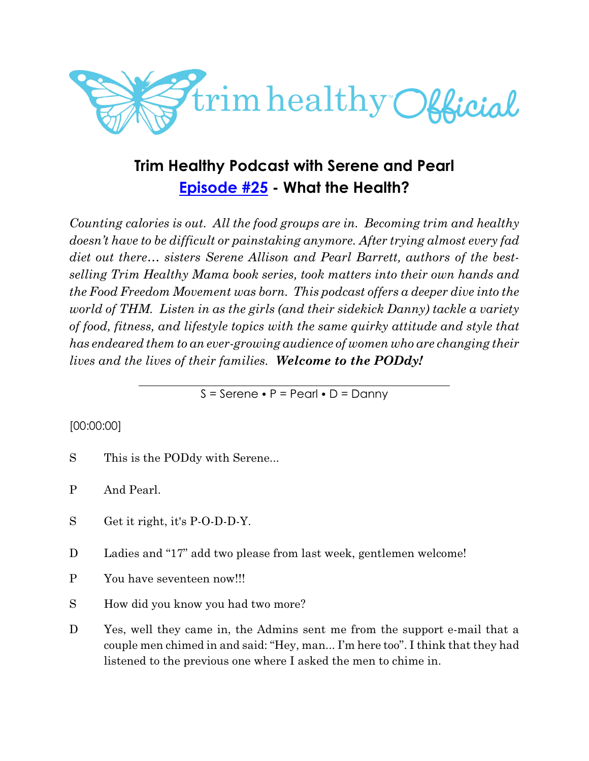# Trim Healthy Podcast with Serene and Pearl

## Episode #25 - What the Health?

*Counting calories is out. All the food groups are in. Becoming trim and healthy doesn't have to be difficult or painstaking anymore. After trying almost every fad diet out there… sisters Serene Allison and Pearl Barrett, authors of the best-selling Trim Healthy Mama book series, took matters into their own hands and the Food Freedom Movement was born. This podcast offers a deeper dive into the world of THM. Listen in as the girls (and their sidekick Danny) tackle a variety of food, fitness, and lifestyle topics with the same quirky attitude and style that has endeared them to an ever-growing audience of women who are changing their lives and the lives of their families.* ***Welcome to the PODdy!***

---

S = Serene • P = Pearl • D = Danny

[00:00:00]

S This is the PODdy with Serene...

P And Pearl.

S Get it right, it's P-O-D-D-Y.

D Ladies and "17" add two please from last week, gentlemen welcome!

P You have seventeen now!!!

S How did you know you had two more?

D Yes, well they came in, the Admins sent me from the support e-mail that a couple men chimed in and said: "Hey, man... I'm here too". I think that they had listened to the previous one where I asked the men to chime in.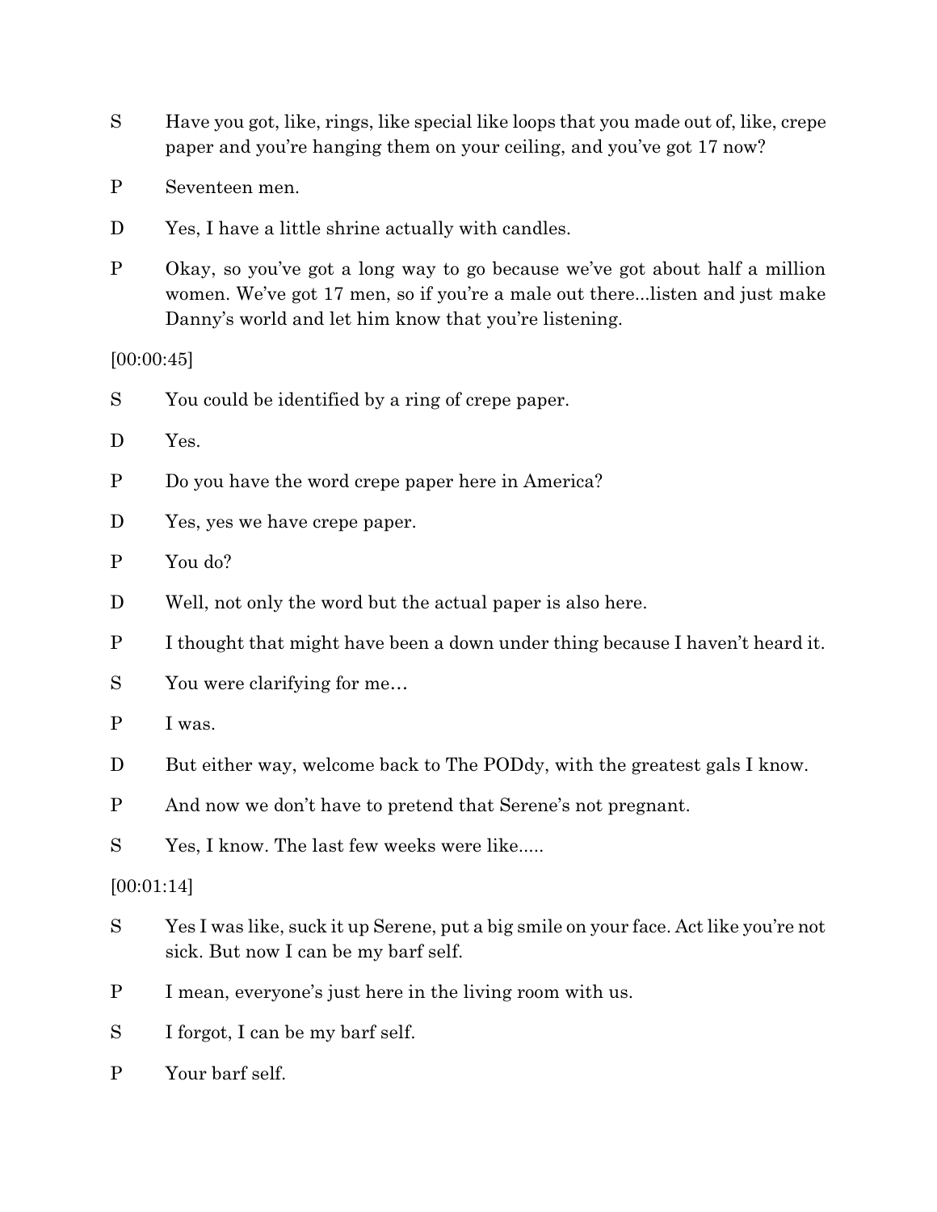S Have you got, like, rings, like special like loops that you made out of, like, crepe paper and you're hanging them on your ceiling, and you've got 17 now?

P Seventeen men.

D Yes, I have a little shrine actually with candles.

P Okay, so you've got a long way to go because we've got about half a million women. We've got 17 men, so if you're a male out there...listen and just make Danny's world and let him know that you're listening.

[00:00:45]

S You could be identified by a ring of crepe paper.

D Yes.

P Do you have the word crepe paper here in America?

D Yes, yes we have crepe paper.

P You do?

D Well, not only the word but the actual paper is also here.

P I thought that might have been a down under thing because I haven't heard it.

S You were clarifying for me…

P I was.

D But either way, welcome back to The PODdy, with the greatest gals I know.

P And now we don't have to pretend that Serene's not pregnant.

S Yes, I know. The last few weeks were like.....

[00:01:14]

S Yes I was like, suck it up Serene, put a big smile on your face. Act like you're not sick. But now I can be my barf self.

P I mean, everyone's just here in the living room with us.

S I forgot, I can be my barf self.

P Your barf self.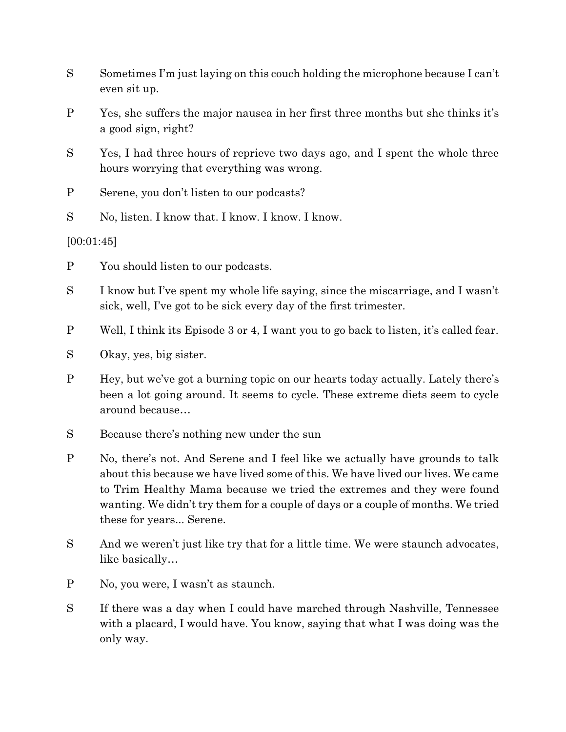S Sometimes I'm just laying on this couch holding the microphone because I can't even sit up.

P Yes, she suffers the major nausea in her first three months but she thinks it's a good sign, right?

S Yes, I had three hours of reprieve two days ago, and I spent the whole three hours worrying that everything was wrong.

P Serene, you don't listen to our podcasts?

S No, listen. I know that. I know. I know. I know.

[00:01:45]

P You should listen to our podcasts.

S I know but I've spent my whole life saying, since the miscarriage, and I wasn't sick, well, I've got to be sick every day of the first trimester.

P Well, I think its Episode 3 or 4, I want you to go back to listen, it's called fear.

S Okay, yes, big sister.

P Hey, but we've got a burning topic on our hearts today actually. Lately there's been a lot going around. It seems to cycle. These extreme diets seem to cycle around because…

S Because there's nothing new under the sun

P No, there's not. And Serene and I feel like we actually have grounds to talk about this because we have lived some of this. We have lived our lives. We came to Trim Healthy Mama because we tried the extremes and they were found wanting. We didn't try them for a couple of days or a couple of months. We tried these for years... Serene.

S And we weren't just like try that for a little time. We were staunch advocates, like basically…

P No, you were, I wasn't as staunch.

S If there was a day when I could have marched through Nashville, Tennessee with a placard, I would have. You know, saying that what I was doing was the only way.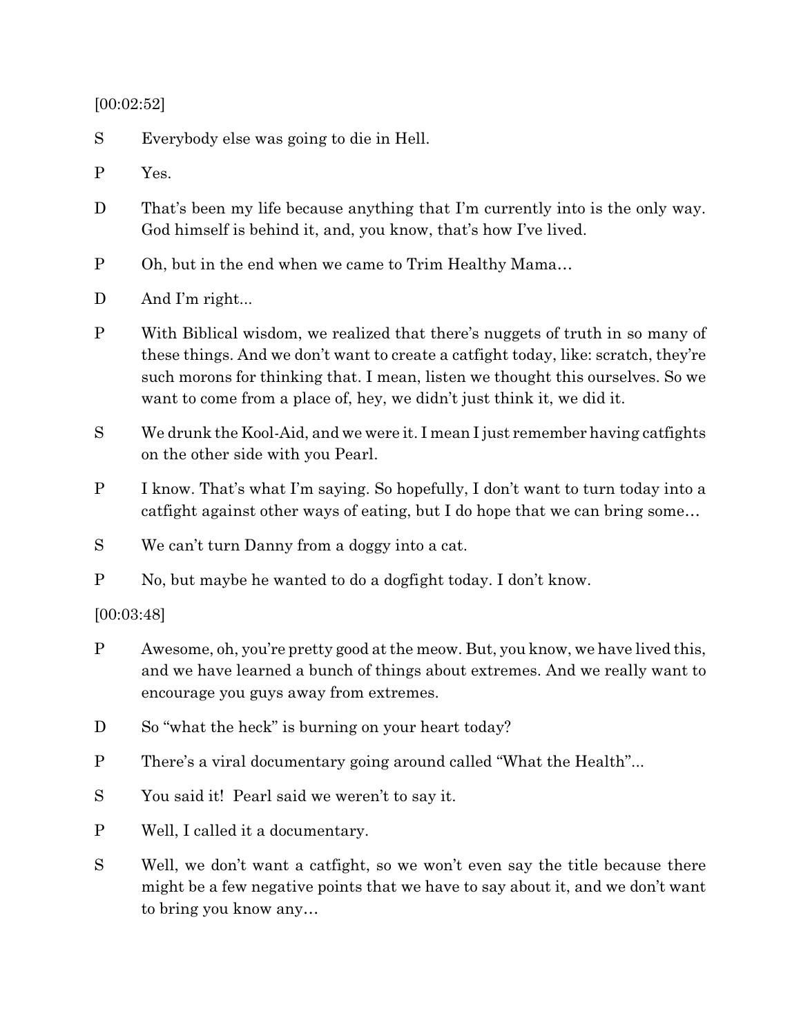[00:02:52]

S Everybody else was going to die in Hell.

P Yes.

D That's been my life because anything that I'm currently into is the only way. God himself is behind it, and, you know, that's how I've lived.

P Oh, but in the end when we came to Trim Healthy Mama…

D And I'm right...

P With Biblical wisdom, we realized that there's nuggets of truth in so many of these things. And we don't want to create a catfight today, like: scratch, they're such morons for thinking that. I mean, listen we thought this ourselves. So we want to come from a place of, hey, we didn't just think it, we did it.

S We drunk the Kool-Aid, and we were it. I mean I just remember having catfights on the other side with you Pearl.

P I know. That's what I'm saying. So hopefully, I don't want to turn today into a catfight against other ways of eating, but I do hope that we can bring some…

S We can't turn Danny from a doggy into a cat.

P No, but maybe he wanted to do a dogfight today. I don't know.

[00:03:48]

P Awesome, oh, you're pretty good at the meow. But, you know, we have lived this, and we have learned a bunch of things about extremes. And we really want to encourage you guys away from extremes.

D So "what the heck" is burning on your heart today?

P There's a viral documentary going around called "What the Health"...

S You said it! Pearl said we weren't to say it.

P Well, I called it a documentary.

S Well, we don't want a catfight, so we won't even say the title because there might be a few negative points that we have to say about it, and we don't want to bring you know any…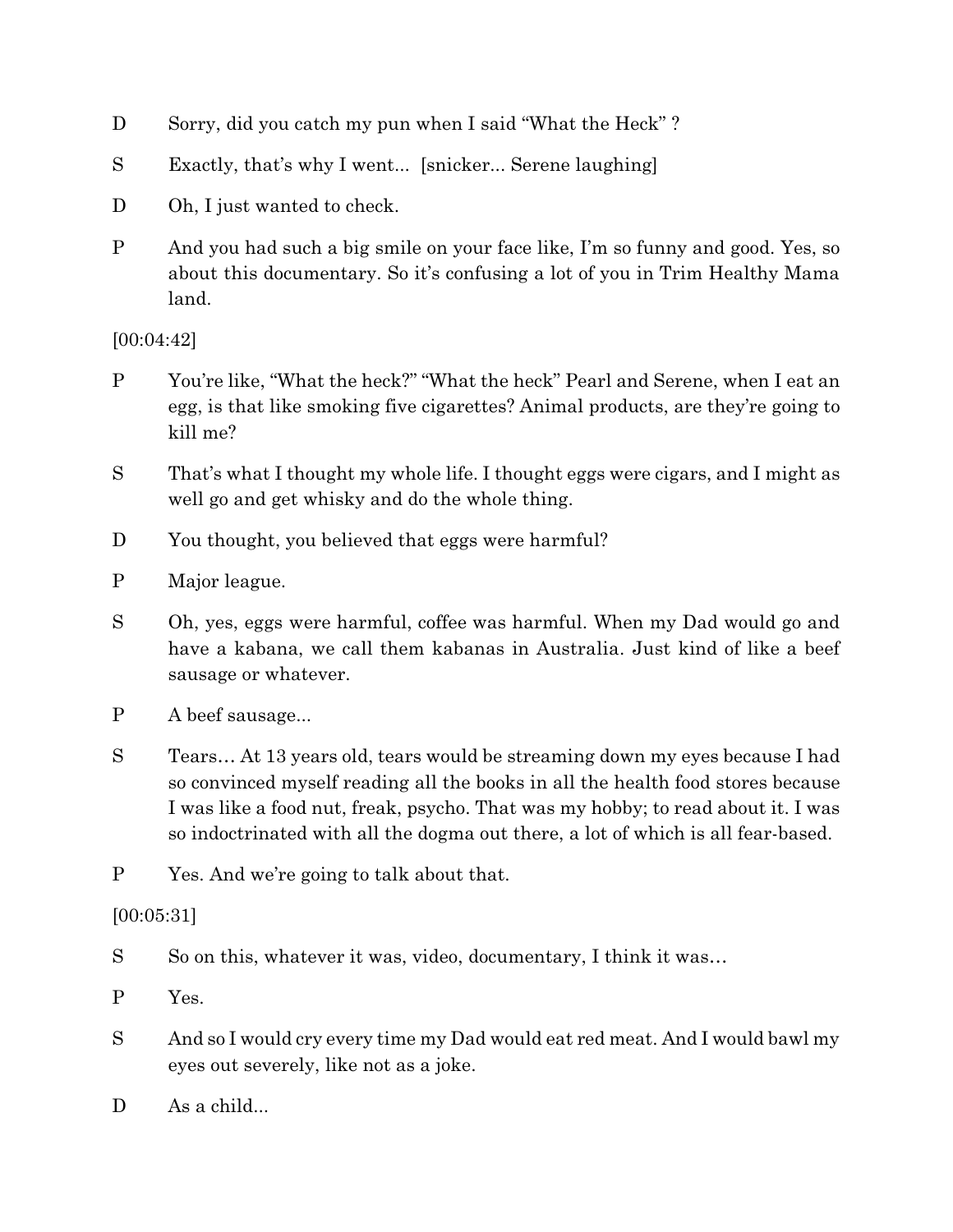D Sorry, did you catch my pun when I said "What the Heck" ?

S Exactly, that's why I went... [snicker... Serene laughing]

D Oh, I just wanted to check.

P And you had such a big smile on your face like, I'm so funny and good. Yes, so about this documentary. So it's confusing a lot of you in Trim Healthy Mama land.

[00:04:42]

P You're like, "What the heck?" "What the heck" Pearl and Serene, when I eat an egg, is that like smoking five cigarettes? Animal products, are they're going to kill me?

S That's what I thought my whole life. I thought eggs were cigars, and I might as well go and get whisky and do the whole thing.

D You thought, you believed that eggs were harmful?

P Major league.

S Oh, yes, eggs were harmful, coffee was harmful. When my Dad would go and have a kabana, we call them kabanas in Australia. Just kind of like a beef sausage or whatever.

P A beef sausage...

S Tears… At 13 years old, tears would be streaming down my eyes because I had so convinced myself reading all the books in all the health food stores because I was like a food nut, freak, psycho. That was my hobby; to read about it. I was so indoctrinated with all the dogma out there, a lot of which is all fear-based.

P Yes. And we're going to talk about that.

[00:05:31]

S So on this, whatever it was, video, documentary, I think it was…

P Yes.

S And so I would cry every time my Dad would eat red meat. And I would bawl my eyes out severely, like not as a joke.

D As a child...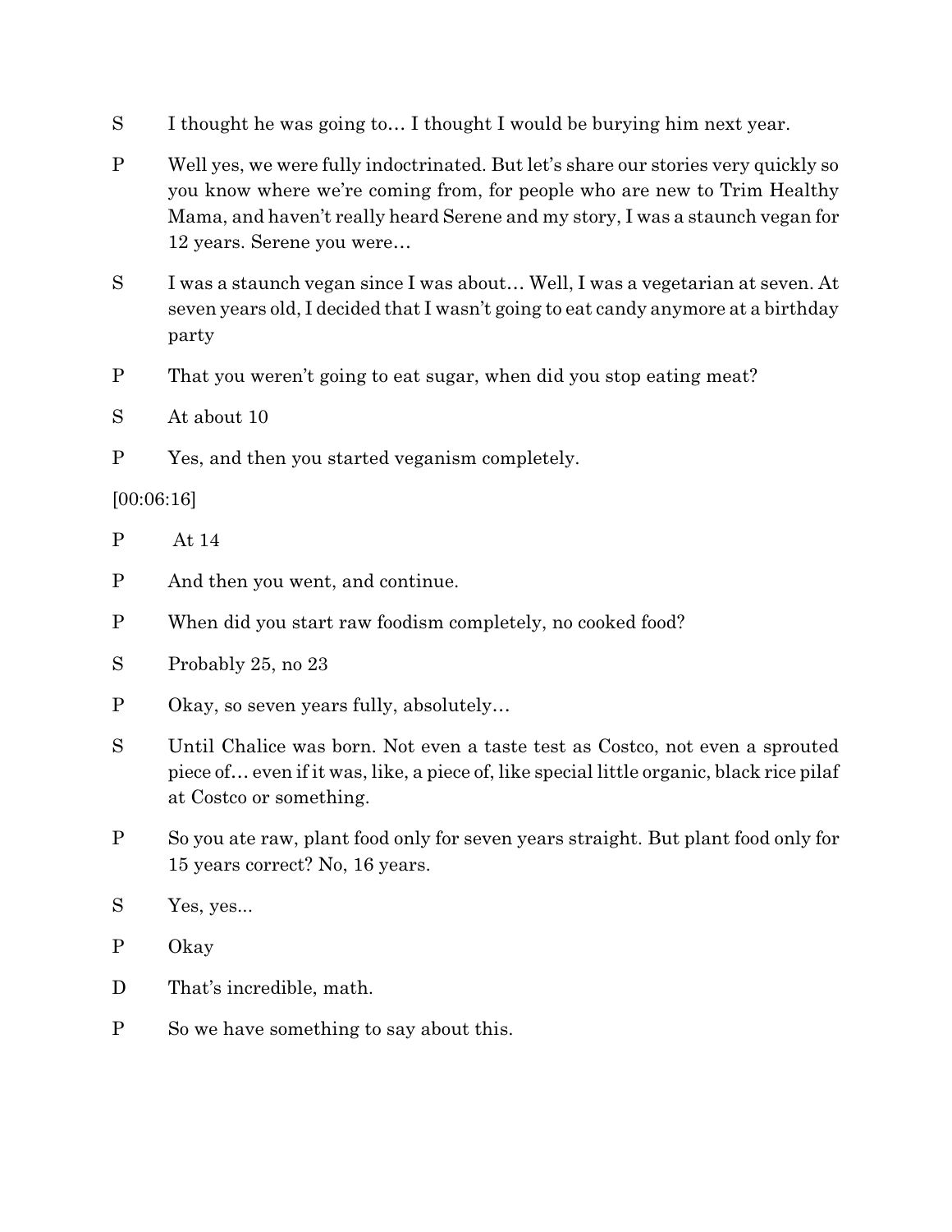S I thought he was going to… I thought I would be burying him next year.

P Well yes, we were fully indoctrinated. But let's share our stories very quickly so you know where we're coming from, for people who are new to Trim Healthy Mama, and haven't really heard Serene and my story, I was a staunch vegan for 12 years. Serene you were…

S I was a staunch vegan since I was about… Well, I was a vegetarian at seven. At seven years old, I decided that I wasn't going to eat candy anymore at a birthday party

P That you weren't going to eat sugar, when did you stop eating meat?

S At about 10

P Yes, and then you started veganism completely.

[00:06:16]

P At 14

P And then you went, and continue.

P When did you start raw foodism completely, no cooked food?

S Probably 25, no 23

P Okay, so seven years fully, absolutely…

S Until Chalice was born. Not even a taste test as Costco, not even a sprouted piece of… even if it was, like, a piece of, like special little organic, black rice pilaf at Costco or something.

P So you ate raw, plant food only for seven years straight. But plant food only for 15 years correct? No, 16 years.

S Yes, yes...

P Okay

D That's incredible, math.

P So we have something to say about this.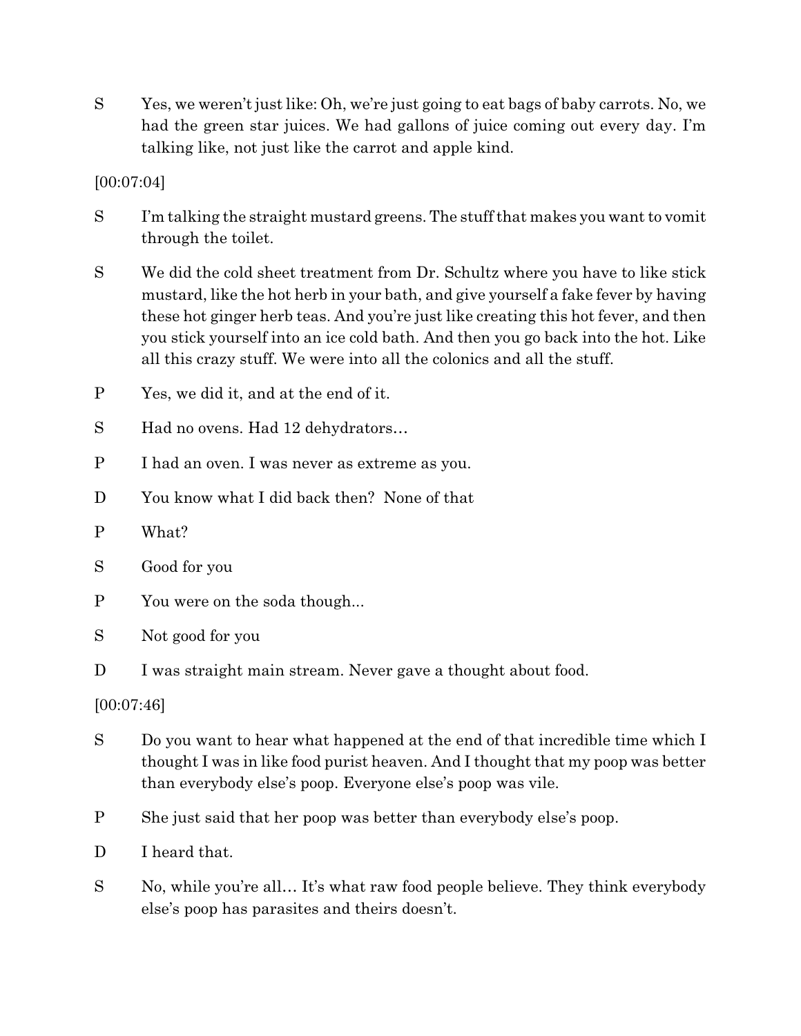S Yes, we weren't just like: Oh, we're just going to eat bags of baby carrots. No, we had the green star juices. We had gallons of juice coming out every day. I'm talking like, not just like the carrot and apple kind.

[00:07:04]

S I'm talking the straight mustard greens. The stuff that makes you want to vomit through the toilet.

S We did the cold sheet treatment from Dr. Schultz where you have to like stick mustard, like the hot herb in your bath, and give yourself a fake fever by having these hot ginger herb teas. And you're just like creating this hot fever, and then you stick yourself into an ice cold bath. And then you go back into the hot. Like all this crazy stuff. We were into all the colonics and all the stuff.

P Yes, we did it, and at the end of it.

S Had no ovens. Had 12 dehydrators…

P I had an oven. I was never as extreme as you.

D You know what I did back then? None of that

P What?

S Good for you

P You were on the soda though...

S Not good for you

D I was straight main stream. Never gave a thought about food.

[00:07:46]

S Do you want to hear what happened at the end of that incredible time which I thought I was in like food purist heaven. And I thought that my poop was better than everybody else's poop. Everyone else's poop was vile.

P She just said that her poop was better than everybody else's poop.

D I heard that.

S No, while you're all… It's what raw food people believe. They think everybody else's poop has parasites and theirs doesn't.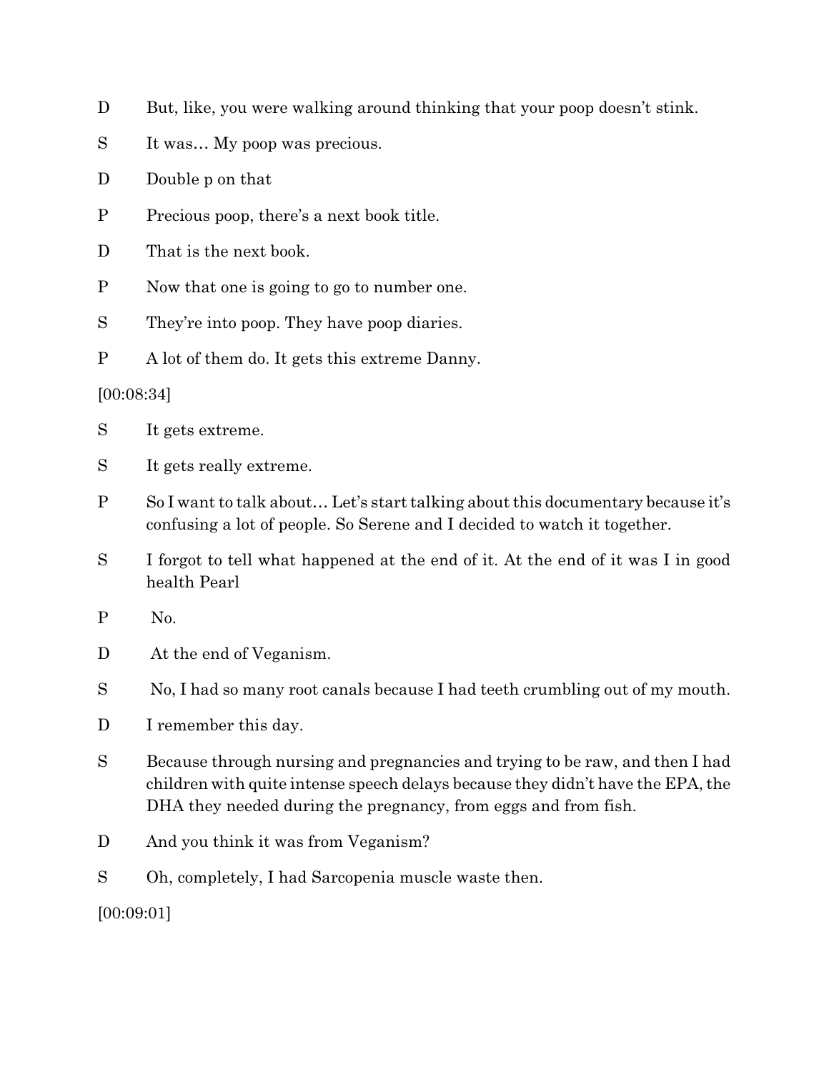D But, like, you were walking around thinking that your poop doesn't stink.

S It was… My poop was precious.

D Double p on that

P Precious poop, there's a next book title.

D That is the next book.

P Now that one is going to go to number one.

S They're into poop. They have poop diaries.

P A lot of them do. It gets this extreme Danny.

[00:08:34]

S It gets extreme.

S It gets really extreme.

P So I want to talk about… Let's start talking about this documentary because it's confusing a lot of people. So Serene and I decided to watch it together.

S I forgot to tell what happened at the end of it. At the end of it was I in good health Pearl

P No.

D At the end of Veganism.

S No, I had so many root canals because I had teeth crumbling out of my mouth.

D I remember this day.

S Because through nursing and pregnancies and trying to be raw, and then I had children with quite intense speech delays because they didn't have the EPA, the DHA they needed during the pregnancy, from eggs and from fish.

D And you think it was from Veganism?

S Oh, completely, I had Sarcopenia muscle waste then.

[00:09:01]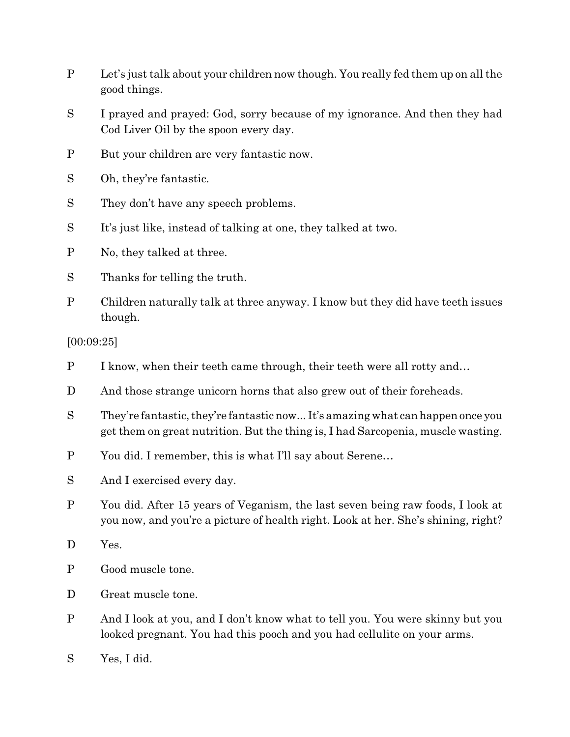P Let's just talk about your children now though. You really fed them up on all the good things.

S I prayed and prayed: God, sorry because of my ignorance. And then they had Cod Liver Oil by the spoon every day.

P But your children are very fantastic now.

S Oh, they're fantastic.

S They don't have any speech problems.

S It's just like, instead of talking at one, they talked at two.

P No, they talked at three.

S Thanks for telling the truth.

P Children naturally talk at three anyway. I know but they did have teeth issues though.

[00:09:25]

P I know, when their teeth came through, their teeth were all rotty and…

D And those strange unicorn horns that also grew out of their foreheads.

S They're fantastic, they're fantastic now... It's amazing what can happen once you get them on great nutrition. But the thing is, I had Sarcopenia, muscle wasting.

P You did. I remember, this is what I'll say about Serene…

S And I exercised every day.

P You did. After 15 years of Veganism, the last seven being raw foods, I look at you now, and you're a picture of health right. Look at her. She's shining, right?

D Yes.

P Good muscle tone.

D Great muscle tone.

P And I look at you, and I don't know what to tell you. You were skinny but you looked pregnant. You had this pooch and you had cellulite on your arms.

S Yes, I did.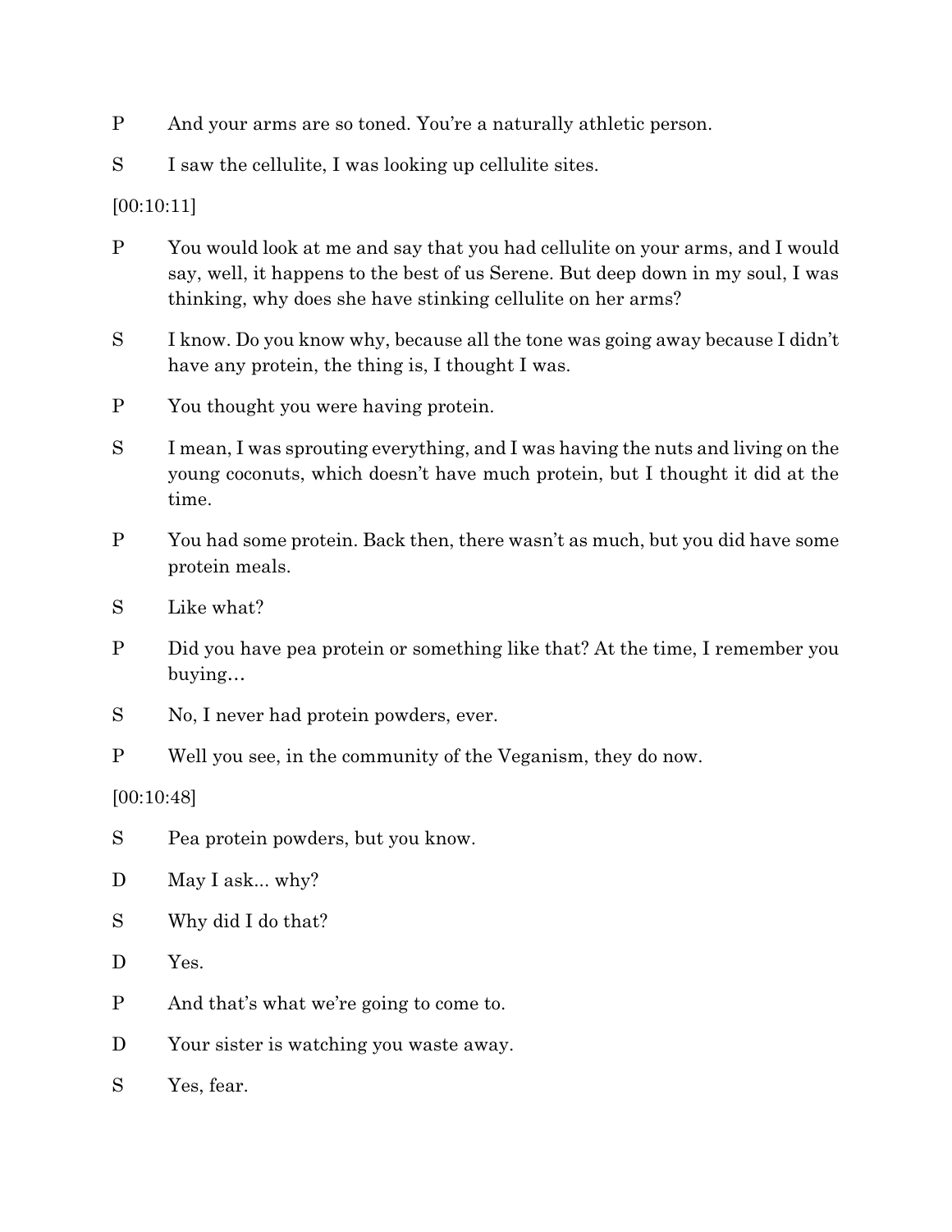P And your arms are so toned. You're a naturally athletic person.

S I saw the cellulite, I was looking up cellulite sites.

[00:10:11]

P You would look at me and say that you had cellulite on your arms, and I would say, well, it happens to the best of us Serene. But deep down in my soul, I was thinking, why does she have stinking cellulite on her arms?

S I know. Do you know why, because all the tone was going away because I didn't have any protein, the thing is, I thought I was.

P You thought you were having protein.

S I mean, I was sprouting everything, and I was having the nuts and living on the young coconuts, which doesn't have much protein, but I thought it did at the time.

P You had some protein. Back then, there wasn't as much, but you did have some protein meals.

S Like what?

P Did you have pea protein or something like that? At the time, I remember you buying…

S No, I never had protein powders, ever.

P Well you see, in the community of the Veganism, they do now.

[00:10:48]

S Pea protein powders, but you know.

D May I ask... why?

S Why did I do that?

D Yes.

P And that's what we're going to come to.

D Your sister is watching you waste away.

S Yes, fear.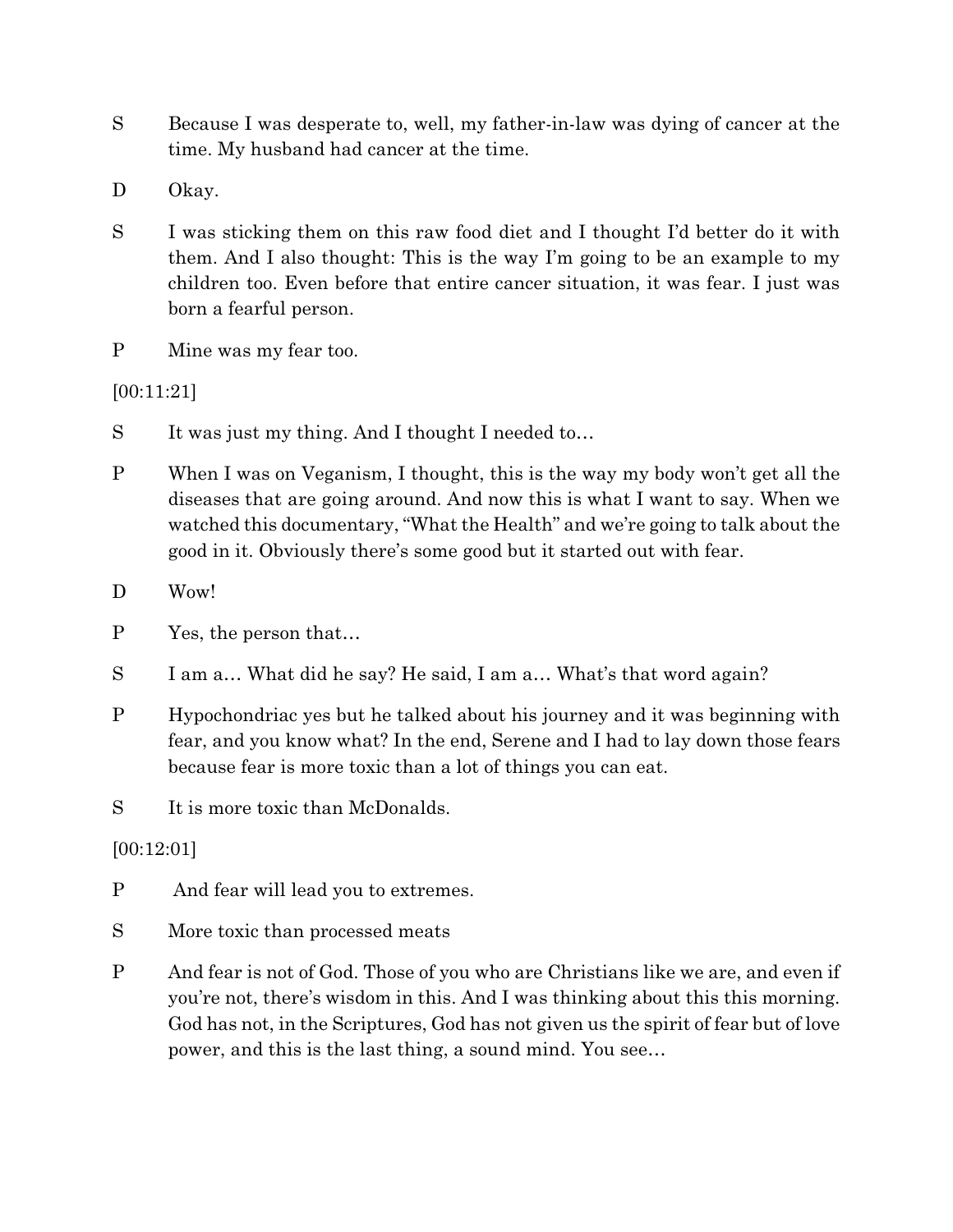S Because I was desperate to, well, my father-in-law was dying of cancer at the time. My husband had cancer at the time.

D Okay.

S I was sticking them on this raw food diet and I thought I'd better do it with them. And I also thought: This is the way I'm going to be an example to my children too. Even before that entire cancer situation, it was fear. I just was born a fearful person.

P Mine was my fear too.

[00:11:21]

S It was just my thing. And I thought I needed to…

P When I was on Veganism, I thought, this is the way my body won't get all the diseases that are going around. And now this is what I want to say. When we watched this documentary, "What the Health" and we're going to talk about the good in it. Obviously there's some good but it started out with fear.

D Wow!

P Yes, the person that…

S I am a… What did he say? He said, I am a… What's that word again?

P Hypochondriac yes but he talked about his journey and it was beginning with fear, and you know what? In the end, Serene and I had to lay down those fears because fear is more toxic than a lot of things you can eat.

S It is more toxic than McDonalds.

[00:12:01]

P And fear will lead you to extremes.

S More toxic than processed meats

P And fear is not of God. Those of you who are Christians like we are, and even if you're not, there's wisdom in this. And I was thinking about this this morning. God has not, in the Scriptures, God has not given us the spirit of fear but of love power, and this is the last thing, a sound mind. You see…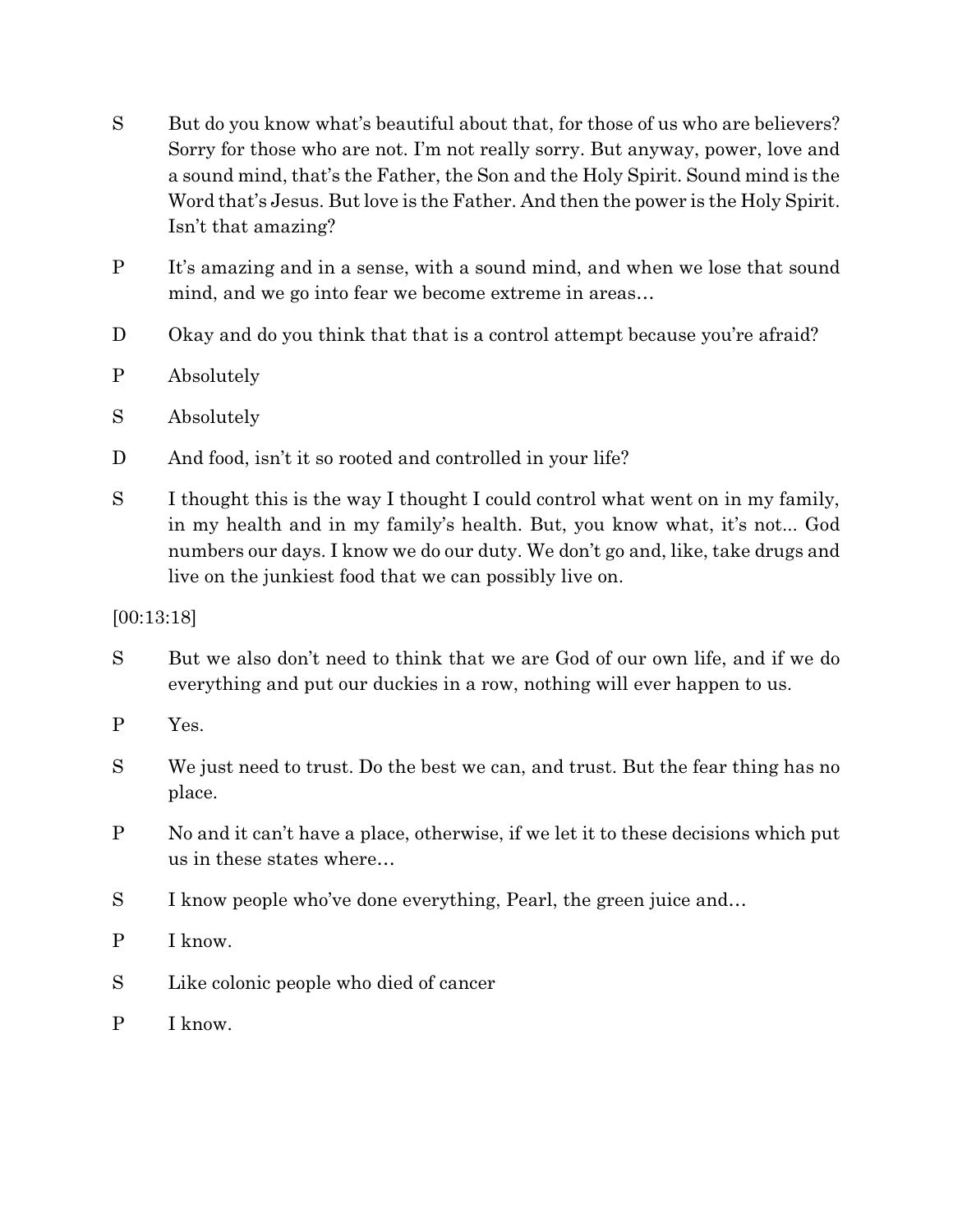S But do you know what's beautiful about that, for those of us who are believers? Sorry for those who are not. I'm not really sorry. But anyway, power, love and a sound mind, that's the Father, the Son and the Holy Spirit. Sound mind is the Word that's Jesus. But love is the Father. And then the power is the Holy Spirit. Isn't that amazing?

P It's amazing and in a sense, with a sound mind, and when we lose that sound mind, and we go into fear we become extreme in areas…

D Okay and do you think that that is a control attempt because you're afraid?

P Absolutely

S Absolutely

D And food, isn't it so rooted and controlled in your life?

S I thought this is the way I thought I could control what went on in my family, in my health and in my family's health. But, you know what, it's not... God numbers our days. I know we do our duty. We don't go and, like, take drugs and live on the junkiest food that we can possibly live on.

[00:13:18]

S But we also don't need to think that we are God of our own life, and if we do everything and put our duckies in a row, nothing will ever happen to us.

P Yes.

S We just need to trust. Do the best we can, and trust. But the fear thing has no place.

P No and it can't have a place, otherwise, if we let it to these decisions which put us in these states where…

S I know people who've done everything, Pearl, the green juice and…

P I know.

S Like colonic people who died of cancer

P I know.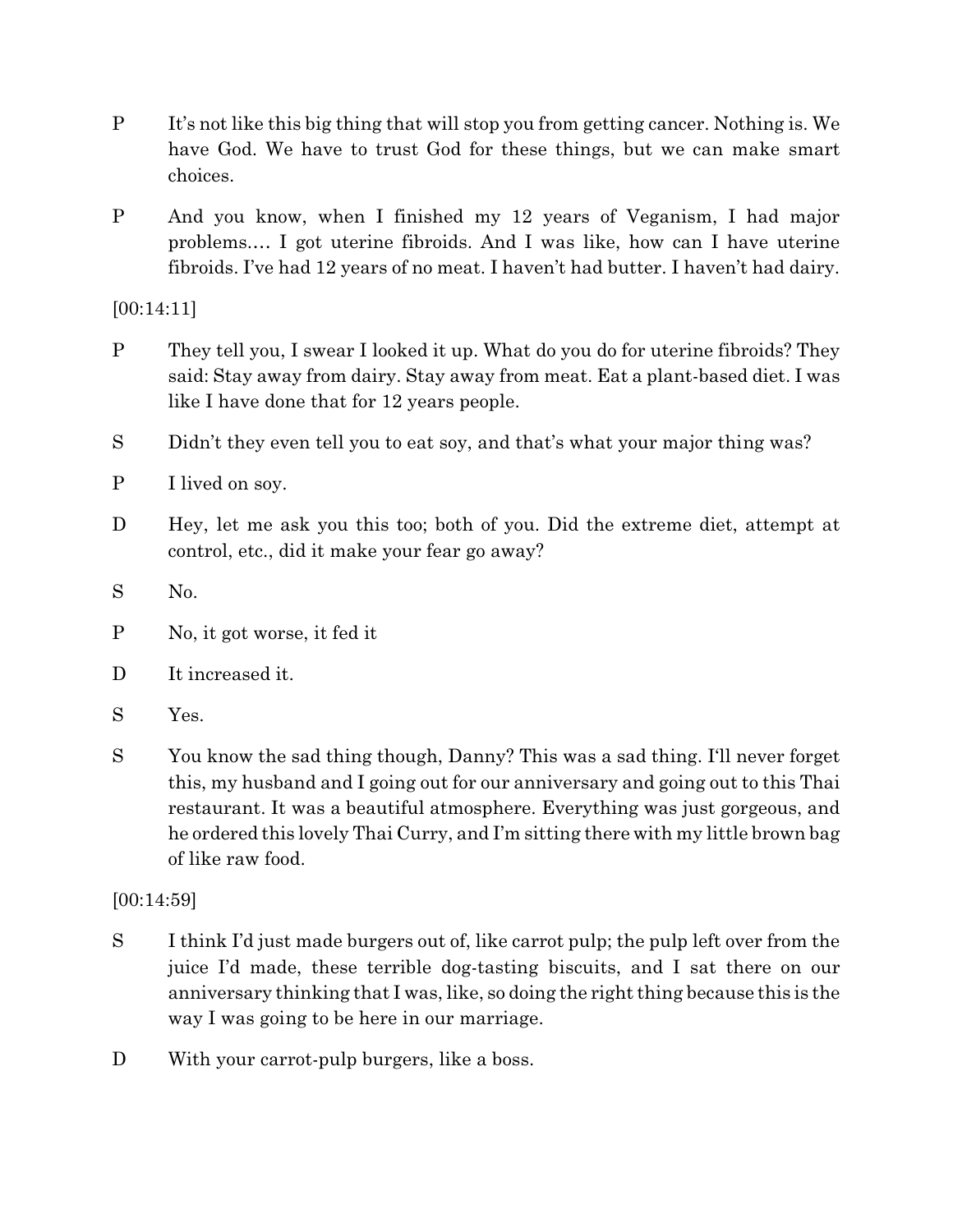P It's not like this big thing that will stop you from getting cancer. Nothing is. We have God. We have to trust God for these things, but we can make smart choices.

P And you know, when I finished my 12 years of Veganism, I had major problems.… I got uterine fibroids. And I was like, how can I have uterine fibroids. I've had 12 years of no meat. I haven't had butter. I haven't had dairy.

[00:14:11]

P They tell you, I swear I looked it up. What do you do for uterine fibroids? They said: Stay away from dairy. Stay away from meat. Eat a plant-based diet. I was like I have done that for 12 years people.

S Didn't they even tell you to eat soy, and that's what your major thing was?

P I lived on soy.

D Hey, let me ask you this too; both of you. Did the extreme diet, attempt at control, etc., did it make your fear go away?

S No.

P No, it got worse, it fed it

D It increased it.

S Yes.

S You know the sad thing though, Danny? This was a sad thing. I'll never forget this, my husband and I going out for our anniversary and going out to this Thai restaurant. It was a beautiful atmosphere. Everything was just gorgeous, and he ordered this lovely Thai Curry, and I'm sitting there with my little brown bag of like raw food.

[00:14:59]

S I think I'd just made burgers out of, like carrot pulp; the pulp left over from the juice I'd made, these terrible dog-tasting biscuits, and I sat there on our anniversary thinking that I was, like, so doing the right thing because this is the way I was going to be here in our marriage.

D With your carrot-pulp burgers, like a boss.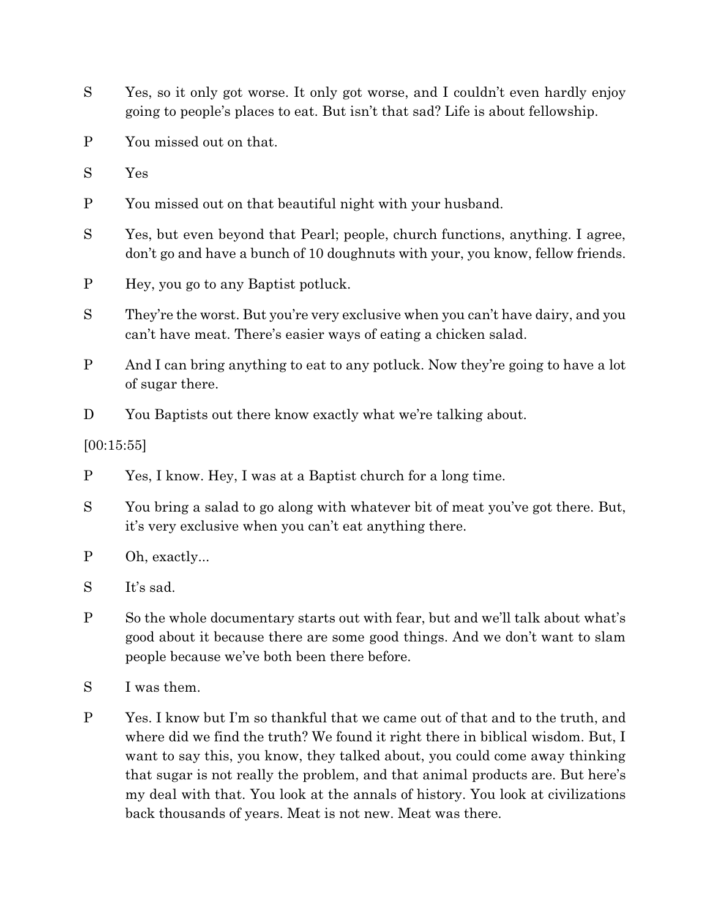S Yes, so it only got worse. It only got worse, and I couldn't even hardly enjoy going to people's places to eat. But isn't that sad? Life is about fellowship.

P You missed out on that.

S Yes

P You missed out on that beautiful night with your husband.

S Yes, but even beyond that Pearl; people, church functions, anything. I agree, don't go and have a bunch of 10 doughnuts with your, you know, fellow friends.

P Hey, you go to any Baptist potluck.

S They're the worst. But you're very exclusive when you can't have dairy, and you can't have meat. There's easier ways of eating a chicken salad.

P And I can bring anything to eat to any potluck. Now they're going to have a lot of sugar there.

D You Baptists out there know exactly what we're talking about.

[00:15:55]

P Yes, I know. Hey, I was at a Baptist church for a long time.

S You bring a salad to go along with whatever bit of meat you've got there. But, it's very exclusive when you can't eat anything there.

P Oh, exactly...

S It's sad.

P So the whole documentary starts out with fear, but and we'll talk about what's good about it because there are some good things. And we don't want to slam people because we've both been there before.

S I was them.

P Yes. I know but I'm so thankful that we came out of that and to the truth, and where did we find the truth? We found it right there in biblical wisdom. But, I want to say this, you know, they talked about, you could come away thinking that sugar is not really the problem, and that animal products are. But here's my deal with that. You look at the annals of history. You look at civilizations back thousands of years. Meat is not new. Meat was there.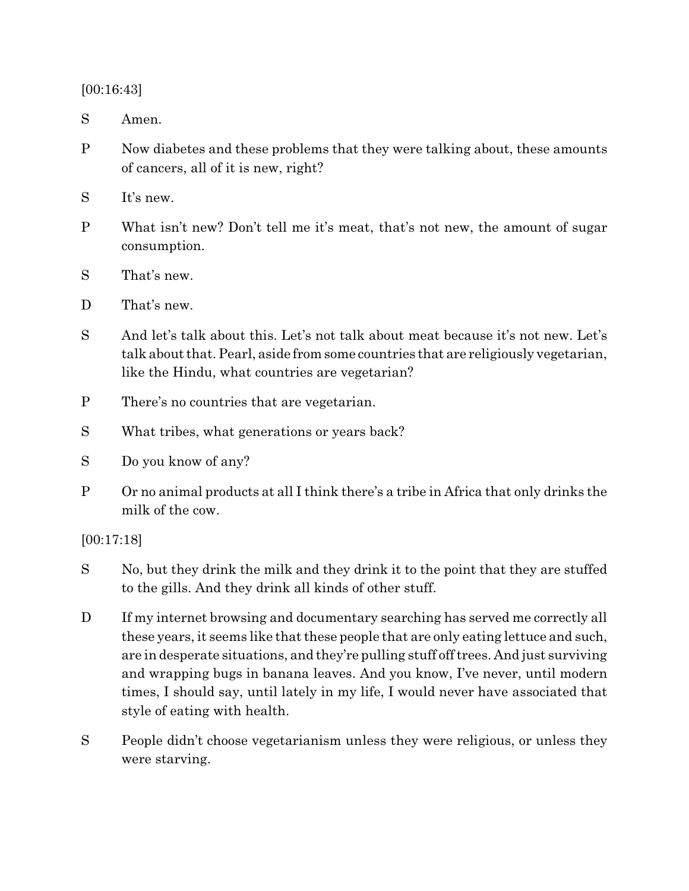[00:16:43]

S Amen.

P Now diabetes and these problems that they were talking about, these amounts of cancers, all of it is new, right?

S It's new.

P What isn't new? Don't tell me it's meat, that's not new, the amount of sugar consumption.

S That's new.

D That's new.

S And let's talk about this. Let's not talk about meat because it's not new. Let's talk about that. Pearl, aside from some countries that are religiously vegetarian, like the Hindu, what countries are vegetarian?

P There's no countries that are vegetarian.

S What tribes, what generations or years back?

S Do you know of any?

P Or no animal products at all I think there's a tribe in Africa that only drinks the milk of the cow.

[00:17:18]

S No, but they drink the milk and they drink it to the point that they are stuffed to the gills. And they drink all kinds of other stuff.

D If my internet browsing and documentary searching has served me correctly all these years, it seems like that these people that are only eating lettuce and such, are in desperate situations, and they're pulling stuff off trees. And just surviving and wrapping bugs in banana leaves. And you know, I've never, until modern times, I should say, until lately in my life, I would never have associated that style of eating with health.

S People didn't choose vegetarianism unless they were religious, or unless they were starving.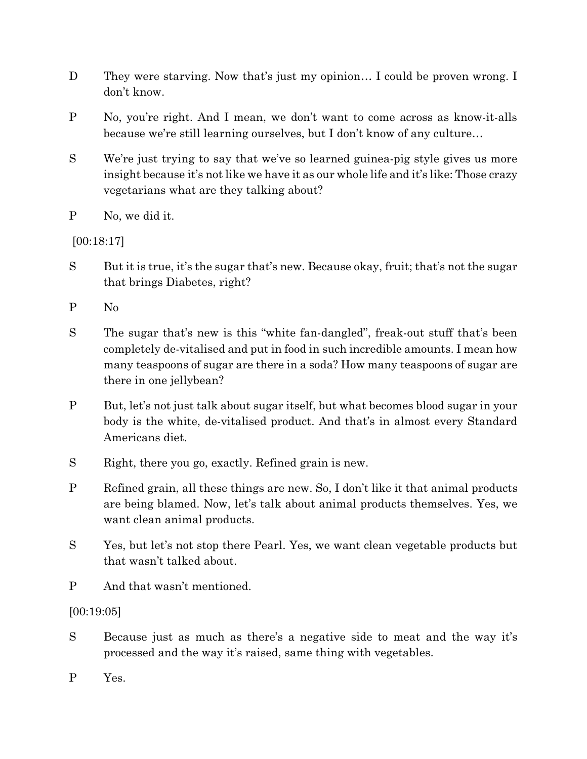D They were starving. Now that's just my opinion… I could be proven wrong. I don't know.

P No, you're right. And I mean, we don't want to come across as know-it-alls because we're still learning ourselves, but I don't know of any culture…

S We're just trying to say that we've so learned guinea-pig style gives us more insight because it's not like we have it as our whole life and it's like: Those crazy vegetarians what are they talking about?

P No, we did it.

[00:18:17]

S But it is true, it's the sugar that's new. Because okay, fruit; that's not the sugar that brings Diabetes, right?

P No

S The sugar that's new is this "white fan-dangled", freak-out stuff that's been completely de-vitalised and put in food in such incredible amounts. I mean how many teaspoons of sugar are there in a soda? How many teaspoons of sugar are there in one jellybean?

P But, let's not just talk about sugar itself, but what becomes blood sugar in your body is the white, de-vitalised product. And that's in almost every Standard Americans diet.

S Right, there you go, exactly. Refined grain is new.

P Refined grain, all these things are new. So, I don't like it that animal products are being blamed. Now, let's talk about animal products themselves. Yes, we want clean animal products.

S Yes, but let's not stop there Pearl. Yes, we want clean vegetable products but that wasn't talked about.

P And that wasn't mentioned.

[00:19:05]

S Because just as much as there's a negative side to meat and the way it's processed and the way it's raised, same thing with vegetables.

P Yes.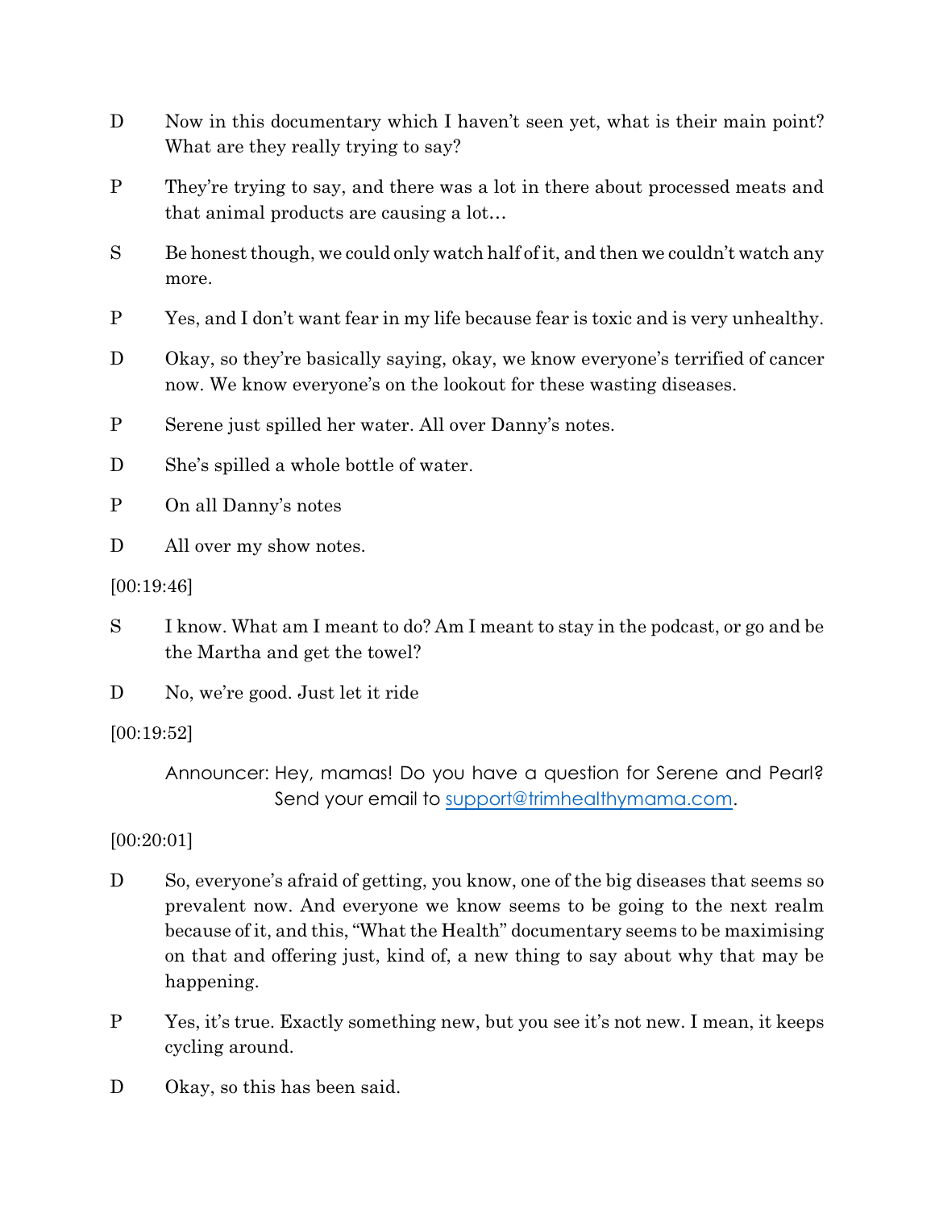D Now in this documentary which I haven't seen yet, what is their main point? What are they really trying to say?

P They're trying to say, and there was a lot in there about processed meats and that animal products are causing a lot…

S Be honest though, we could only watch half of it, and then we couldn't watch any more.

P Yes, and I don't want fear in my life because fear is toxic and is very unhealthy.

D Okay, so they're basically saying, okay, we know everyone's terrified of cancer now. We know everyone's on the lookout for these wasting diseases.

P Serene just spilled her water. All over Danny's notes.

D She's spilled a whole bottle of water.

P On all Danny's notes

D All over my show notes.

[00:19:46]

S I know. What am I meant to do? Am I meant to stay in the podcast, or go and be the Martha and get the towel?

D No, we're good. Just let it ride

[00:19:52]

Announcer: Hey, mamas! Do you have a question for Serene and Pearl? Send your email to [support@trimhealthymama.com](mailto:support@trimhealthymama.com).

[00:20:01]

D So, everyone's afraid of getting, you know, one of the big diseases that seems so prevalent now. And everyone we know seems to be going to the next realm because of it, and this, "What the Health" documentary seems to be maximising on that and offering just, kind of, a new thing to say about why that may be happening.

P Yes, it's true. Exactly something new, but you see it's not new. I mean, it keeps cycling around.

D Okay, so this has been said.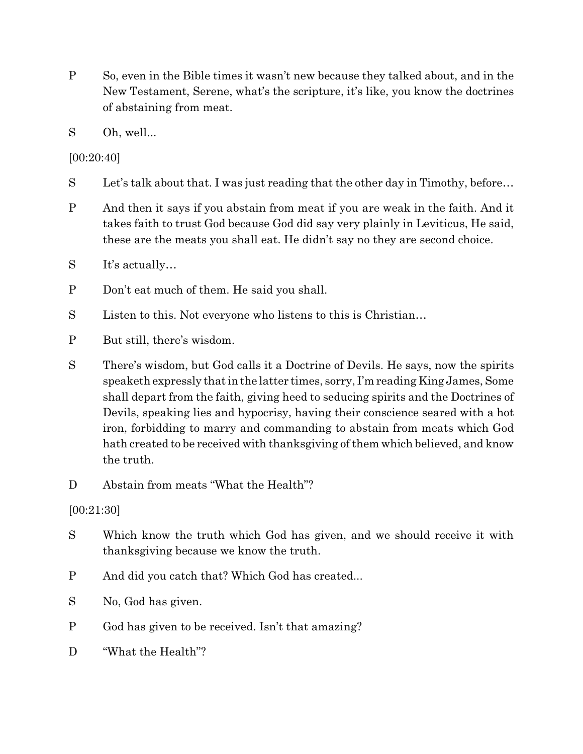P So, even in the Bible times it wasn't new because they talked about, and in the New Testament, Serene, what's the scripture, it's like, you know the doctrines of abstaining from meat.

S Oh, well...

[00:20:40]

S Let's talk about that. I was just reading that the other day in Timothy, before…

P And then it says if you abstain from meat if you are weak in the faith. And it takes faith to trust God because God did say very plainly in Leviticus, He said, these are the meats you shall eat. He didn't say no they are second choice.

S It's actually…

P Don't eat much of them. He said you shall.

S Listen to this. Not everyone who listens to this is Christian…

P But still, there's wisdom.

S There's wisdom, but God calls it a Doctrine of Devils. He says, now the spirits speaketh expressly that in the latter times, sorry, I'm reading King James, Some shall depart from the faith, giving heed to seducing spirits and the Doctrines of Devils, speaking lies and hypocrisy, having their conscience seared with a hot iron, forbidding to marry and commanding to abstain from meats which God hath created to be received with thanksgiving of them which believed, and know the truth.

D Abstain from meats "What the Health"?

[00:21:30]

S Which know the truth which God has given, and we should receive it with thanksgiving because we know the truth.

P And did you catch that? Which God has created...

S No, God has given.

P God has given to be received. Isn't that amazing?

D "What the Health"?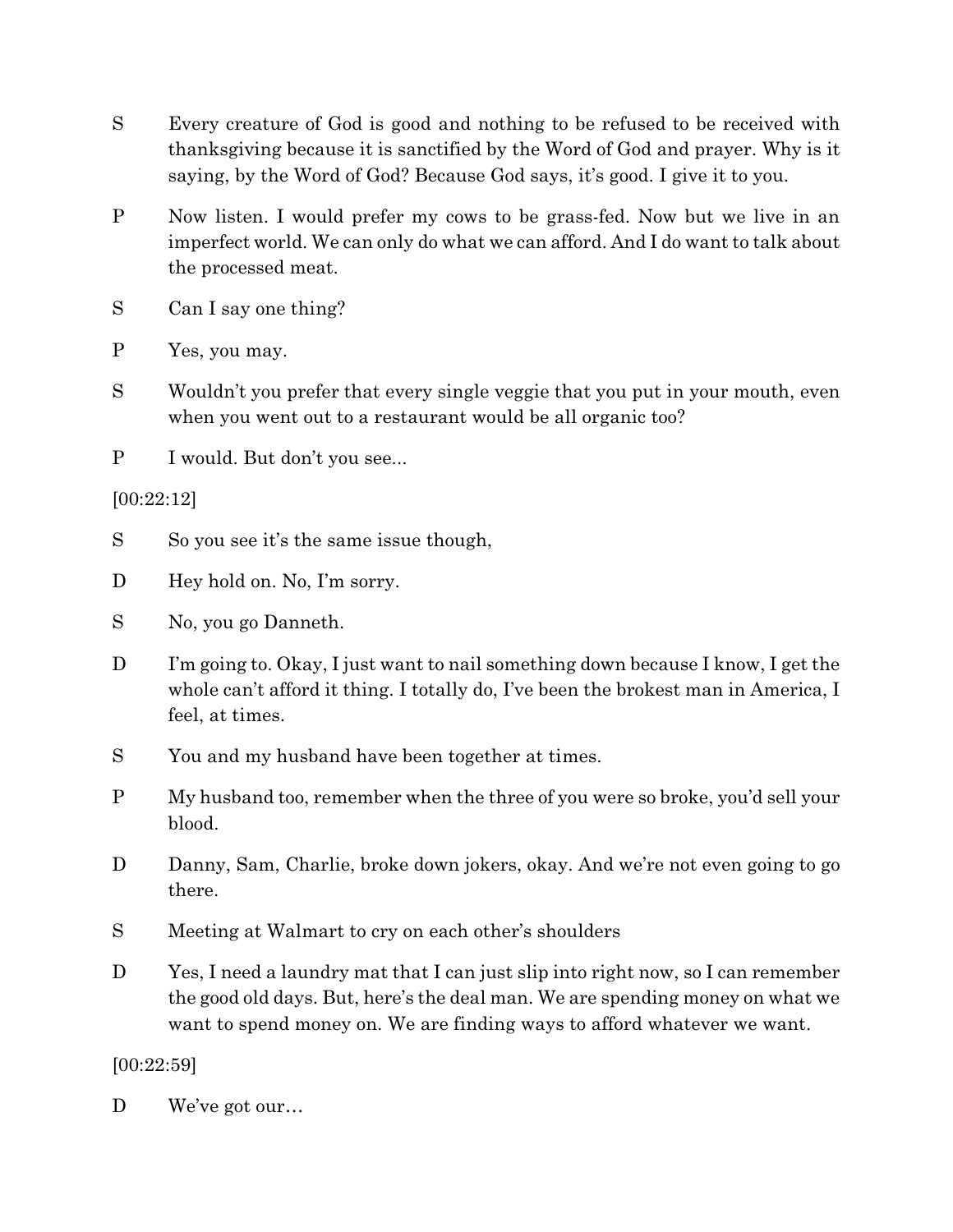S Every creature of God is good and nothing to be refused to be received with thanksgiving because it is sanctified by the Word of God and prayer. Why is it saying, by the Word of God? Because God says, it's good. I give it to you.

P Now listen. I would prefer my cows to be grass-fed. Now but we live in an imperfect world. We can only do what we can afford. And I do want to talk about the processed meat.

S Can I say one thing?

P Yes, you may.

S Wouldn't you prefer that every single veggie that you put in your mouth, even when you went out to a restaurant would be all organic too?

P I would. But don't you see...

[00:22:12]

S So you see it's the same issue though,

D Hey hold on. No, I'm sorry.

S No, you go Danneth.

D I'm going to. Okay, I just want to nail something down because I know, I get the whole can't afford it thing. I totally do, I've been the brokest man in America, I feel, at times.

S You and my husband have been together at times.

P My husband too, remember when the three of you were so broke, you'd sell your blood.

D Danny, Sam, Charlie, broke down jokers, okay. And we're not even going to go there.

S Meeting at Walmart to cry on each other's shoulders

D Yes, I need a laundry mat that I can just slip into right now, so I can remember the good old days. But, here's the deal man. We are spending money on what we want to spend money on. We are finding ways to afford whatever we want.

[00:22:59]

D We've got our…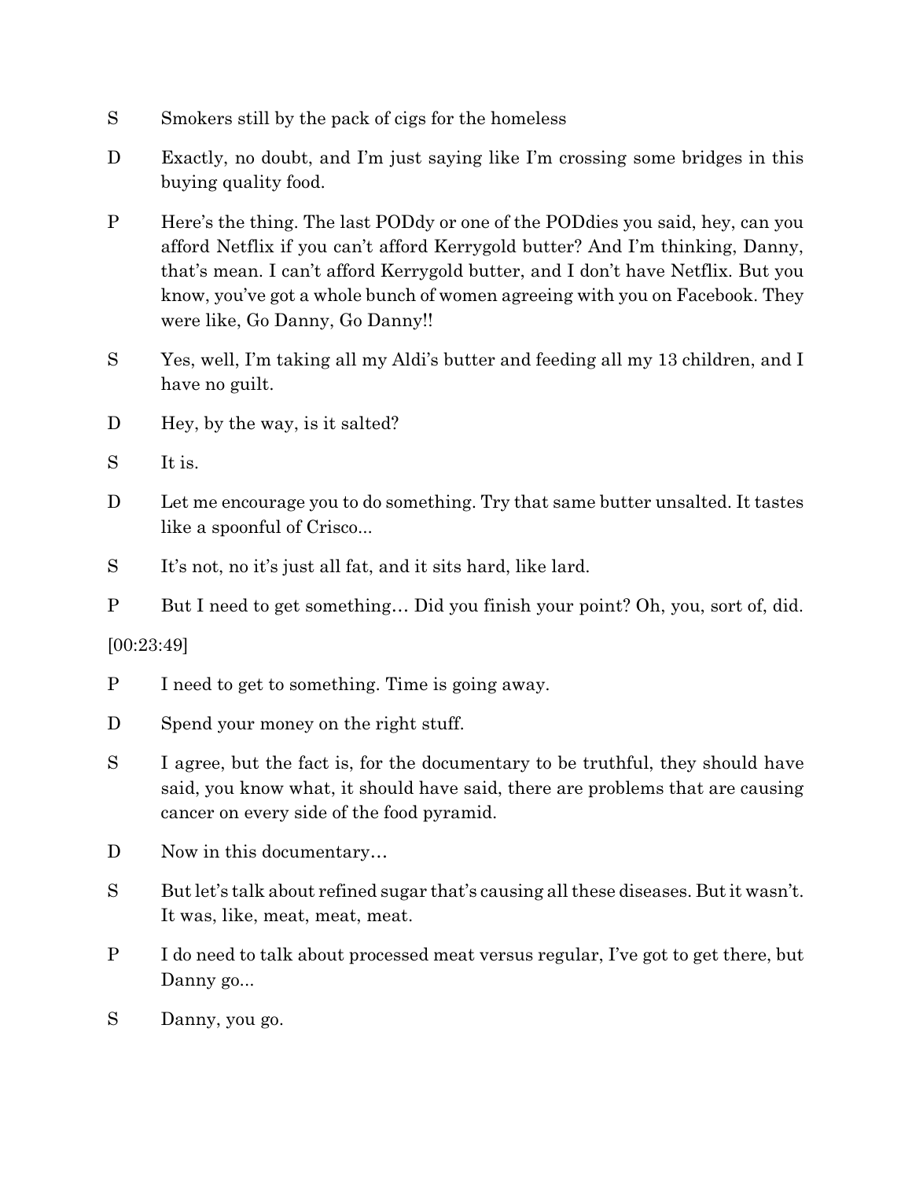S Smokers still by the pack of cigs for the homeless

D Exactly, no doubt, and I'm just saying like I'm crossing some bridges in this buying quality food.

P Here's the thing. The last PODdy or one of the PODdies you said, hey, can you afford Netflix if you can't afford Kerrygold butter? And I'm thinking, Danny, that's mean. I can't afford Kerrygold butter, and I don't have Netflix. But you know, you've got a whole bunch of women agreeing with you on Facebook. They were like, Go Danny, Go Danny!!

S Yes, well, I'm taking all my Aldi's butter and feeding all my 13 children, and I have no guilt.

D Hey, by the way, is it salted?

S It is.

D Let me encourage you to do something. Try that same butter unsalted. It tastes like a spoonful of Crisco...

S It's not, no it's just all fat, and it sits hard, like lard.

P But I need to get something… Did you finish your point? Oh, you, sort of, did.

[00:23:49]

P I need to get to something. Time is going away.

D Spend your money on the right stuff.

S I agree, but the fact is, for the documentary to be truthful, they should have said, you know what, it should have said, there are problems that are causing cancer on every side of the food pyramid.

D Now in this documentary…

S But let's talk about refined sugar that's causing all these diseases. But it wasn't. It was, like, meat, meat, meat.

P I do need to talk about processed meat versus regular, I've got to get there, but Danny go...

S Danny, you go.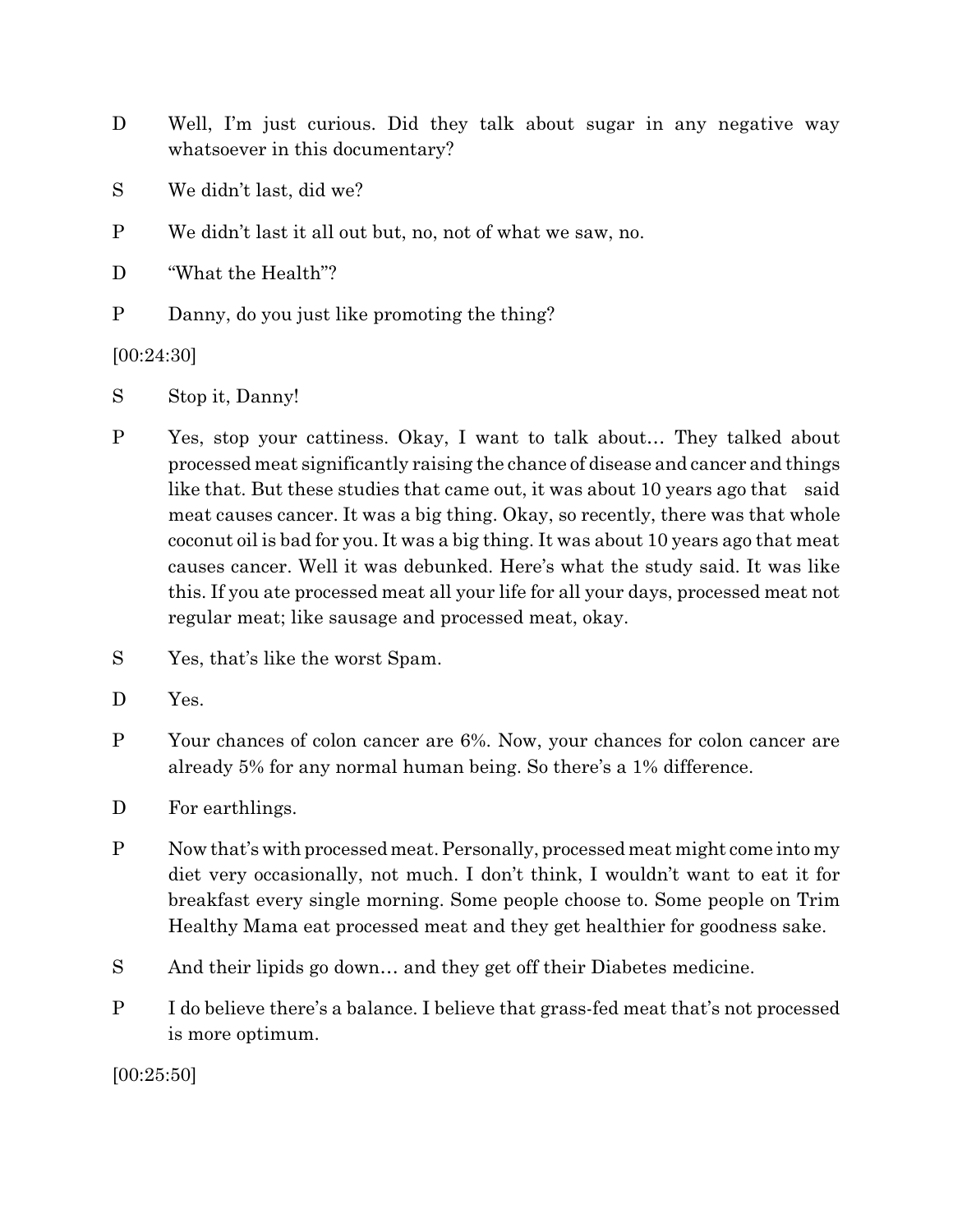D Well, I'm just curious. Did they talk about sugar in any negative way whatsoever in this documentary?

S We didn't last, did we?

P We didn't last it all out but, no, not of what we saw, no.

D "What the Health"?

P Danny, do you just like promoting the thing?

[00:24:30]

S Stop it, Danny!

P Yes, stop your cattiness. Okay, I want to talk about… They talked about processed meat significantly raising the chance of disease and cancer and things like that. But these studies that came out, it was about 10 years ago that said meat causes cancer. It was a big thing. Okay, so recently, there was that whole coconut oil is bad for you. It was a big thing. It was about 10 years ago that meat causes cancer. Well it was debunked. Here's what the study said. It was like this. If you ate processed meat all your life for all your days, processed meat not regular meat; like sausage and processed meat, okay.

S Yes, that's like the worst Spam.

D Yes.

P Your chances of colon cancer are 6%. Now, your chances for colon cancer are already 5% for any normal human being. So there's a 1% difference.

D For earthlings.

P Now that's with processed meat. Personally, processed meat might come into my diet very occasionally, not much. I don't think, I wouldn't want to eat it for breakfast every single morning. Some people choose to. Some people on Trim Healthy Mama eat processed meat and they get healthier for goodness sake.

S And their lipids go down… and they get off their Diabetes medicine.

P I do believe there's a balance. I believe that grass-fed meat that's not processed is more optimum.

[00:25:50]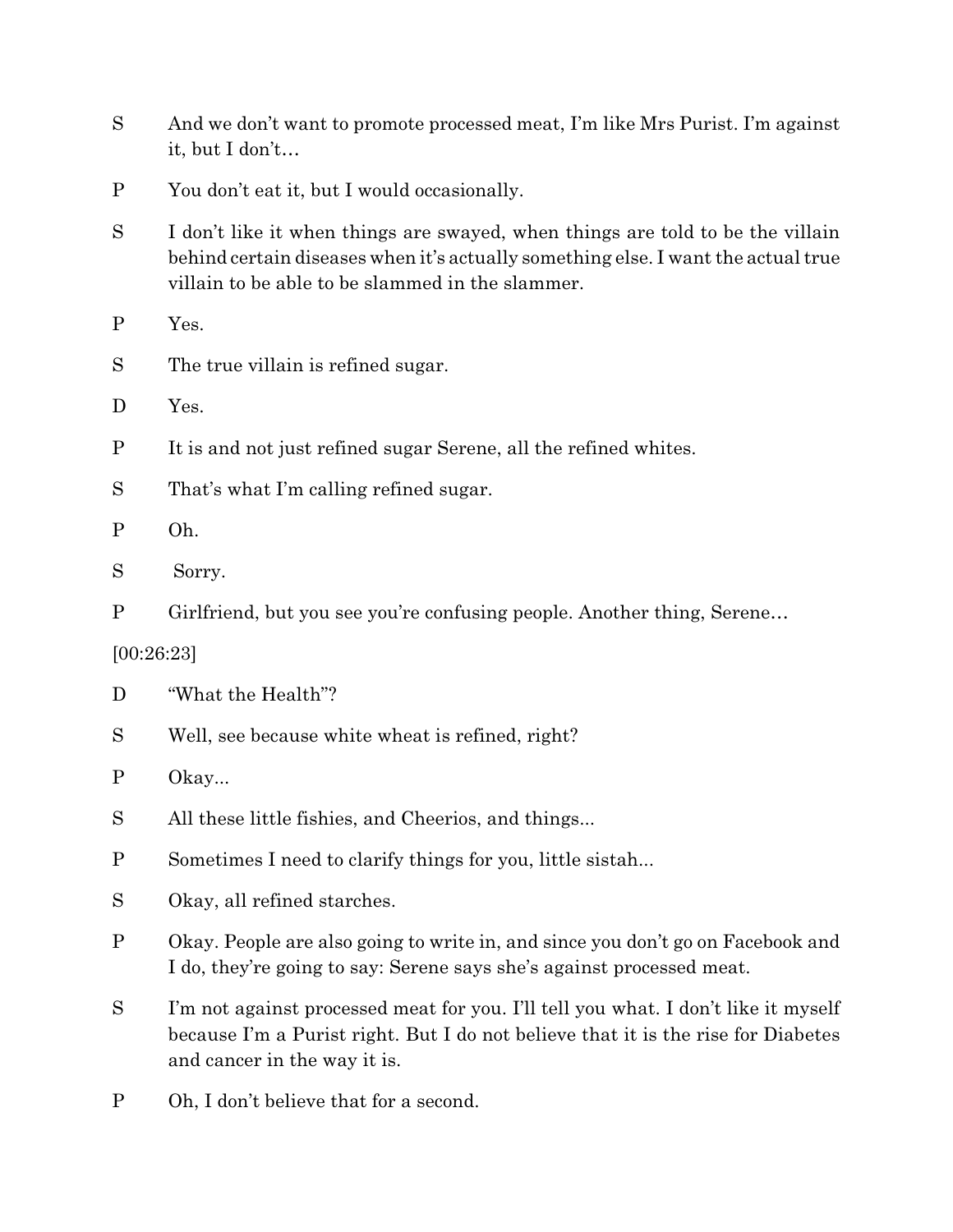S And we don't want to promote processed meat, I'm like Mrs Purist. I'm against it, but I don't…

P You don't eat it, but I would occasionally.

S I don't like it when things are swayed, when things are told to be the villain behind certain diseases when it's actually something else. I want the actual true villain to be able to be slammed in the slammer.

P Yes.

S The true villain is refined sugar.

D Yes.

P It is and not just refined sugar Serene, all the refined whites.

S That's what I'm calling refined sugar.

P Oh.

S Sorry.

P Girlfriend, but you see you're confusing people. Another thing, Serene…

[00:26:23]

D "What the Health"?

S Well, see because white wheat is refined, right?

P Okay...

S All these little fishies, and Cheerios, and things...

P Sometimes I need to clarify things for you, little sistah...

S Okay, all refined starches.

P Okay. People are also going to write in, and since you don't go on Facebook and I do, they're going to say: Serene says she's against processed meat.

S I'm not against processed meat for you. I'll tell you what. I don't like it myself because I'm a Purist right. But I do not believe that it is the rise for Diabetes and cancer in the way it is.

P Oh, I don't believe that for a second.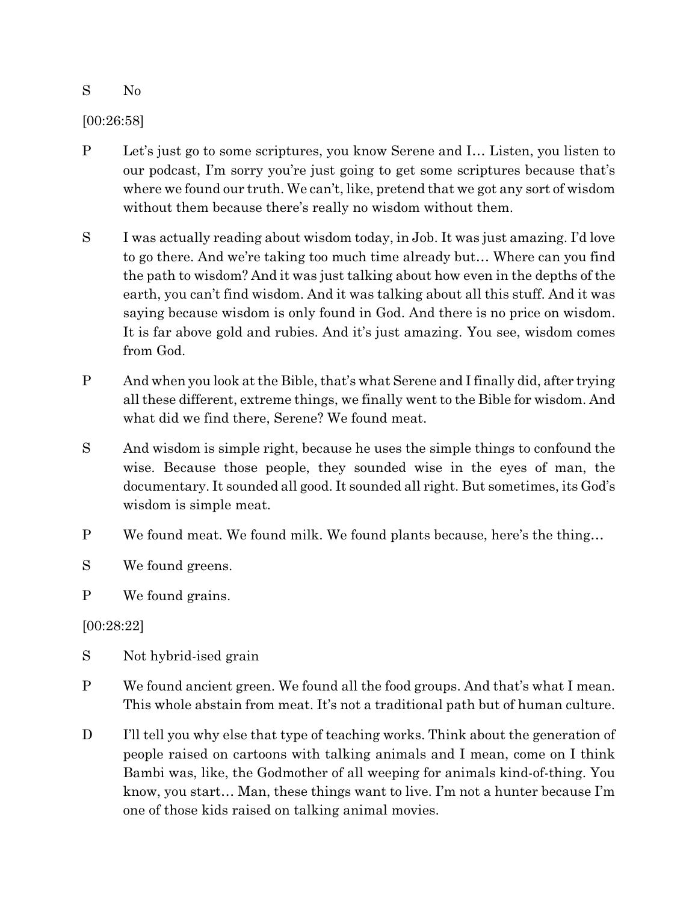S No

[00:26:58]

P Let's just go to some scriptures, you know Serene and I… Listen, you listen to our podcast, I'm sorry you're just going to get some scriptures because that's where we found our truth. We can't, like, pretend that we got any sort of wisdom without them because there's really no wisdom without them.

S I was actually reading about wisdom today, in Job. It was just amazing. I'd love to go there. And we're taking too much time already but… Where can you find the path to wisdom? And it was just talking about how even in the depths of the earth, you can't find wisdom. And it was talking about all this stuff. And it was saying because wisdom is only found in God. And there is no price on wisdom. It is far above gold and rubies. And it's just amazing. You see, wisdom comes from God.

P And when you look at the Bible, that's what Serene and I finally did, after trying all these different, extreme things, we finally went to the Bible for wisdom. And what did we find there, Serene? We found meat.

S And wisdom is simple right, because he uses the simple things to confound the wise. Because those people, they sounded wise in the eyes of man, the documentary. It sounded all good. It sounded all right. But sometimes, its God's wisdom is simple meat.

P We found meat. We found milk. We found plants because, here's the thing…

S We found greens.

P We found grains.

[00:28:22]

S Not hybrid-ised grain

P We found ancient green. We found all the food groups. And that's what I mean. This whole abstain from meat. It's not a traditional path but of human culture.

D I'll tell you why else that type of teaching works. Think about the generation of people raised on cartoons with talking animals and I mean, come on I think Bambi was, like, the Godmother of all weeping for animals kind-of-thing. You know, you start… Man, these things want to live. I'm not a hunter because I'm one of those kids raised on talking animal movies.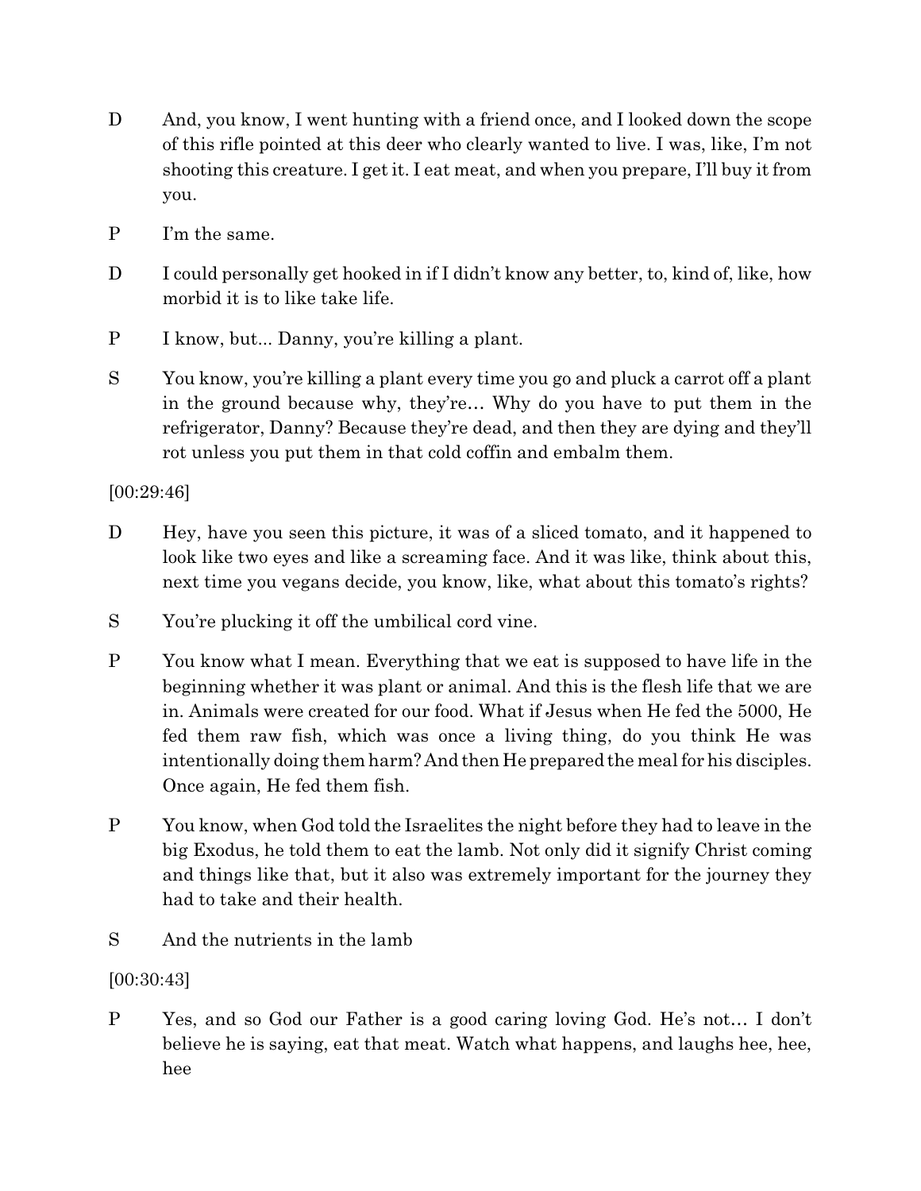D And, you know, I went hunting with a friend once, and I looked down the scope of this rifle pointed at this deer who clearly wanted to live. I was, like, I'm not shooting this creature. I get it. I eat meat, and when you prepare, I'll buy it from you.

P I'm the same.

D I could personally get hooked in if I didn't know any better, to, kind of, like, how morbid it is to like take life.

P I know, but... Danny, you're killing a plant.

S You know, you're killing a plant every time you go and pluck a carrot off a plant in the ground because why, they're… Why do you have to put them in the refrigerator, Danny? Because they're dead, and then they are dying and they'll rot unless you put them in that cold coffin and embalm them.

[00:29:46]

D Hey, have you seen this picture, it was of a sliced tomato, and it happened to look like two eyes and like a screaming face. And it was like, think about this, next time you vegans decide, you know, like, what about this tomato's rights?

S You're plucking it off the umbilical cord vine.

P You know what I mean. Everything that we eat is supposed to have life in the beginning whether it was plant or animal. And this is the flesh life that we are in. Animals were created for our food. What if Jesus when He fed the 5000, He fed them raw fish, which was once a living thing, do you think He was intentionally doing them harm? And then He prepared the meal for his disciples. Once again, He fed them fish.

P You know, when God told the Israelites the night before they had to leave in the big Exodus, he told them to eat the lamb. Not only did it signify Christ coming and things like that, but it also was extremely important for the journey they had to take and their health.

S And the nutrients in the lamb

[00:30:43]

P Yes, and so God our Father is a good caring loving God. He's not… I don't believe he is saying, eat that meat. Watch what happens, and laughs hee, hee, hee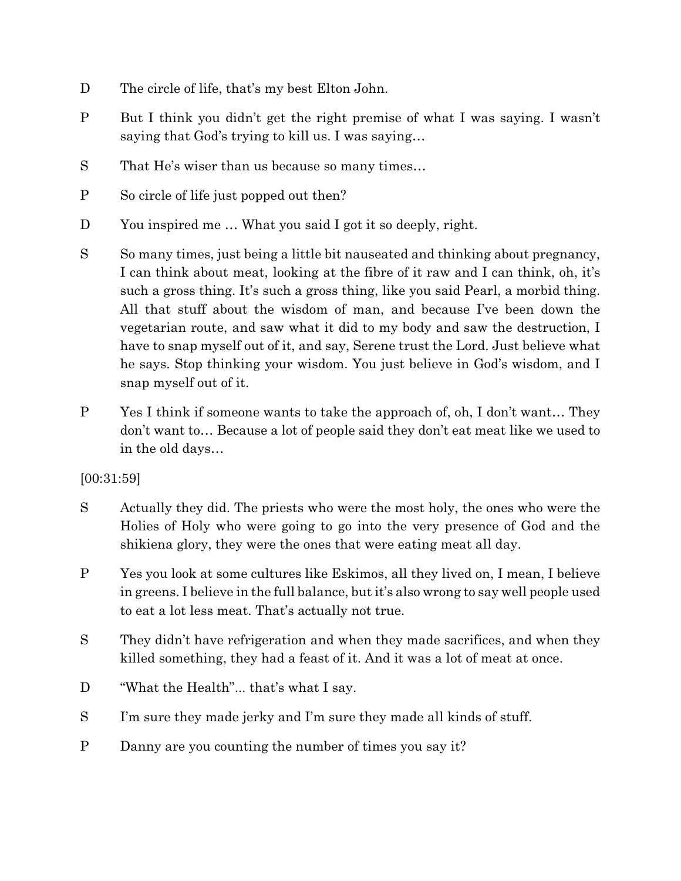D The circle of life, that's my best Elton John.

P But I think you didn't get the right premise of what I was saying. I wasn't saying that God's trying to kill us. I was saying…

S That He's wiser than us because so many times…

P So circle of life just popped out then?

D You inspired me … What you said I got it so deeply, right.

S So many times, just being a little bit nauseated and thinking about pregnancy, I can think about meat, looking at the fibre of it raw and I can think, oh, it's such a gross thing. It's such a gross thing, like you said Pearl, a morbid thing. All that stuff about the wisdom of man, and because I've been down the vegetarian route, and saw what it did to my body and saw the destruction, I have to snap myself out of it, and say, Serene trust the Lord. Just believe what he says. Stop thinking your wisdom. You just believe in God's wisdom, and I snap myself out of it.

P Yes I think if someone wants to take the approach of, oh, I don't want… They don't want to… Because a lot of people said they don't eat meat like we used to in the old days…

[00:31:59]

S Actually they did. The priests who were the most holy, the ones who were the Holies of Holy who were going to go into the very presence of God and the shikiena glory, they were the ones that were eating meat all day.

P Yes you look at some cultures like Eskimos, all they lived on, I mean, I believe in greens. I believe in the full balance, but it's also wrong to say well people used to eat a lot less meat. That's actually not true.

S They didn't have refrigeration and when they made sacrifices, and when they killed something, they had a feast of it. And it was a lot of meat at once.

D "What the Health"... that's what I say.

S I'm sure they made jerky and I'm sure they made all kinds of stuff.

P Danny are you counting the number of times you say it?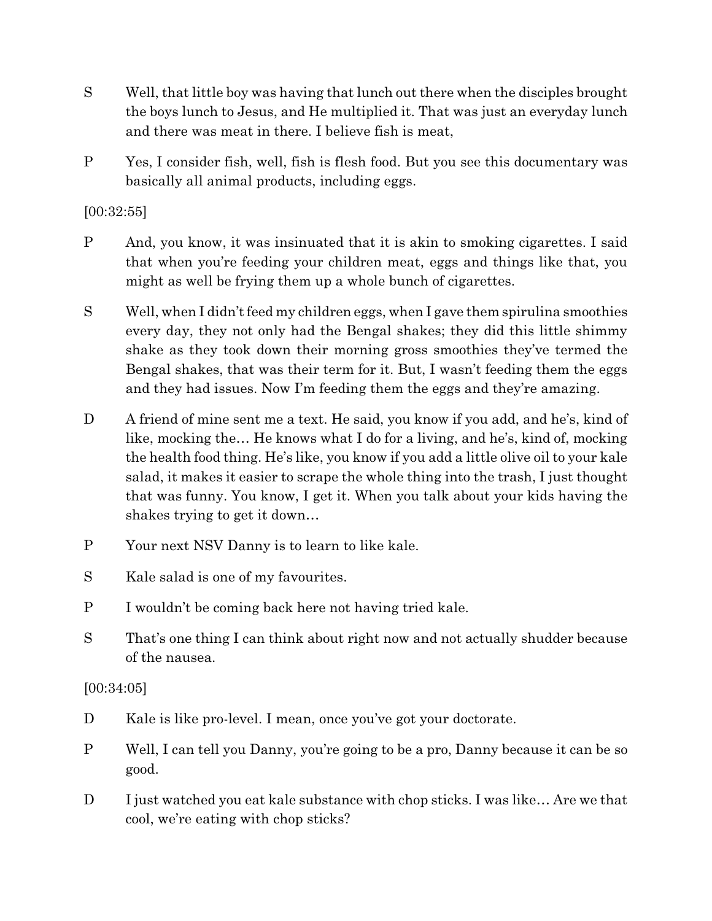S Well, that little boy was having that lunch out there when the disciples brought the boys lunch to Jesus, and He multiplied it. That was just an everyday lunch and there was meat in there. I believe fish is meat,

P Yes, I consider fish, well, fish is flesh food. But you see this documentary was basically all animal products, including eggs.

[00:32:55]

P And, you know, it was insinuated that it is akin to smoking cigarettes. I said that when you're feeding your children meat, eggs and things like that, you might as well be frying them up a whole bunch of cigarettes.

S Well, when I didn't feed my children eggs, when I gave them spirulina smoothies every day, they not only had the Bengal shakes; they did this little shimmy shake as they took down their morning gross smoothies they've termed the Bengal shakes, that was their term for it. But, I wasn't feeding them the eggs and they had issues. Now I'm feeding them the eggs and they're amazing.

D A friend of mine sent me a text. He said, you know if you add, and he's, kind of like, mocking the… He knows what I do for a living, and he's, kind of, mocking the health food thing. He's like, you know if you add a little olive oil to your kale salad, it makes it easier to scrape the whole thing into the trash, I just thought that was funny. You know, I get it. When you talk about your kids having the shakes trying to get it down…

P Your next NSV Danny is to learn to like kale.

S Kale salad is one of my favourites.

P I wouldn't be coming back here not having tried kale.

S That's one thing I can think about right now and not actually shudder because of the nausea.

[00:34:05]

D Kale is like pro-level. I mean, once you've got your doctorate.

P Well, I can tell you Danny, you're going to be a pro, Danny because it can be so good.

D I just watched you eat kale substance with chop sticks. I was like… Are we that cool, we're eating with chop sticks?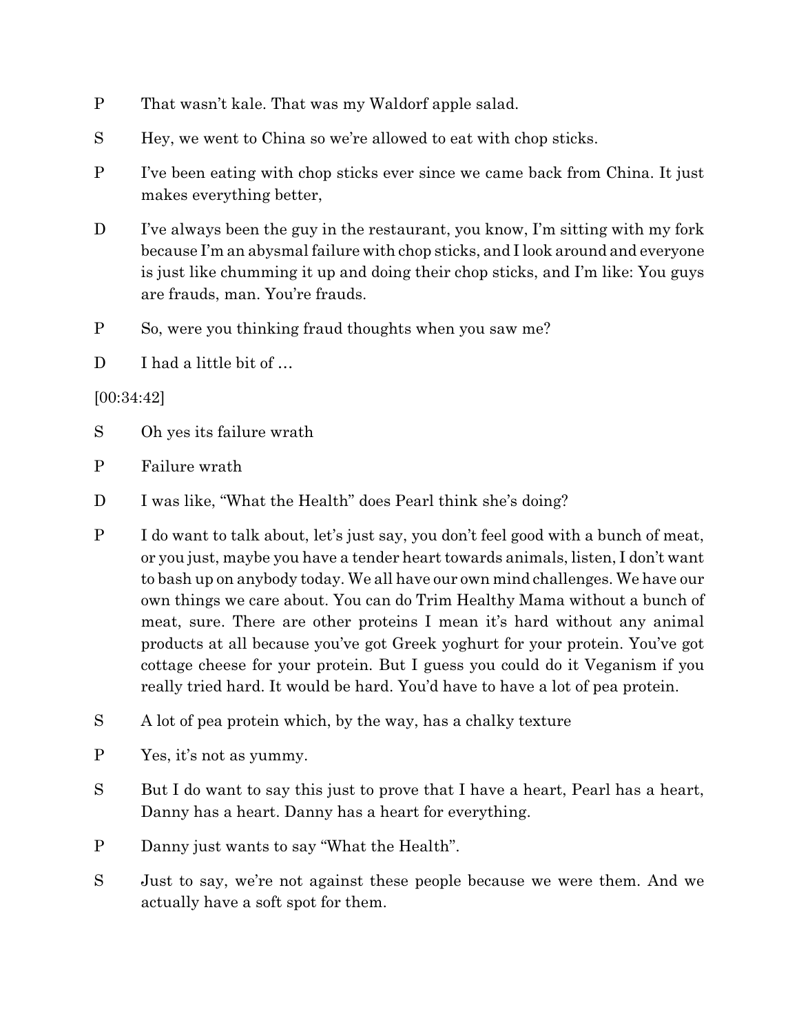P That wasn't kale. That was my Waldorf apple salad.

S Hey, we went to China so we're allowed to eat with chop sticks.

P I've been eating with chop sticks ever since we came back from China. It just makes everything better,

D I've always been the guy in the restaurant, you know, I'm sitting with my fork because I'm an abysmal failure with chop sticks, and I look around and everyone is just like chumming it up and doing their chop sticks, and I'm like: You guys are frauds, man. You're frauds.

P So, were you thinking fraud thoughts when you saw me?

D I had a little bit of …

[00:34:42]

S Oh yes its failure wrath

P Failure wrath

D I was like, "What the Health" does Pearl think she's doing?

P I do want to talk about, let's just say, you don't feel good with a bunch of meat, or you just, maybe you have a tender heart towards animals, listen, I don't want to bash up on anybody today. We all have our own mind challenges. We have our own things we care about. You can do Trim Healthy Mama without a bunch of meat, sure. There are other proteins I mean it's hard without any animal products at all because you've got Greek yoghurt for your protein. You've got cottage cheese for your protein. But I guess you could do it Veganism if you really tried hard. It would be hard. You'd have to have a lot of pea protein.

S A lot of pea protein which, by the way, has a chalky texture

P Yes, it's not as yummy.

S But I do want to say this just to prove that I have a heart, Pearl has a heart, Danny has a heart. Danny has a heart for everything.

P Danny just wants to say "What the Health".

S Just to say, we're not against these people because we were them. And we actually have a soft spot for them.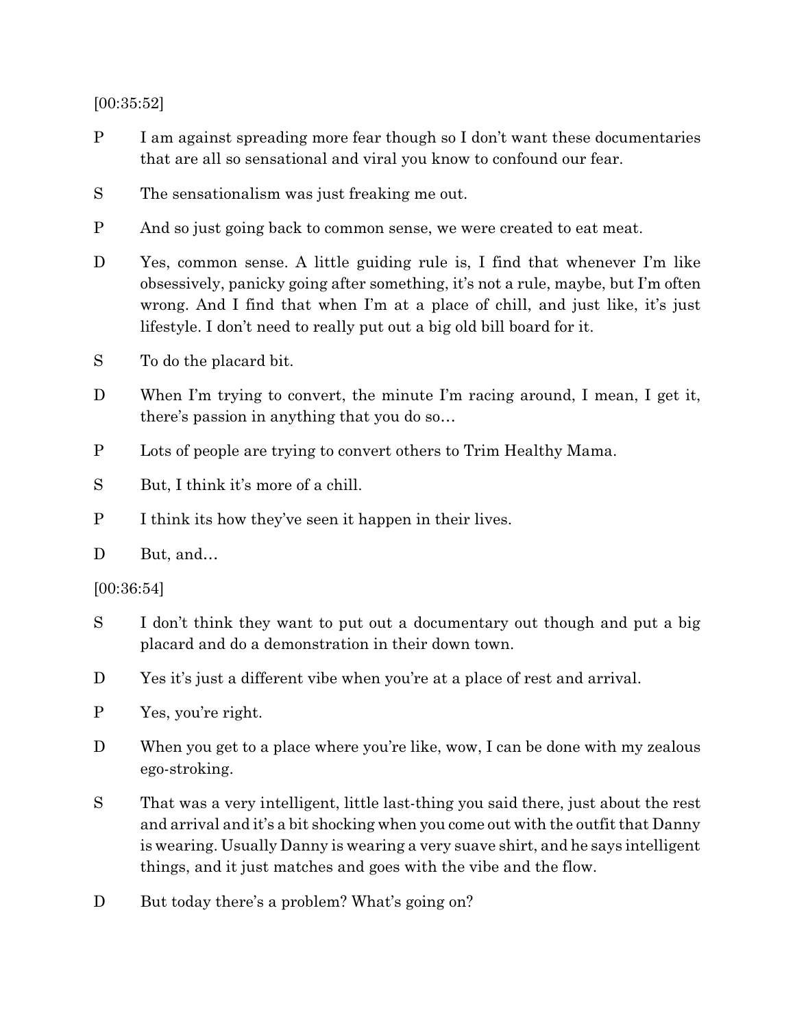[00:35:52]

P I am against spreading more fear though so I don't want these documentaries that are all so sensational and viral you know to confound our fear.

S The sensationalism was just freaking me out.

P And so just going back to common sense, we were created to eat meat.

D Yes, common sense. A little guiding rule is, I find that whenever I'm like obsessively, panicky going after something, it's not a rule, maybe, but I'm often wrong. And I find that when I'm at a place of chill, and just like, it's just lifestyle. I don't need to really put out a big old bill board for it.

S To do the placard bit.

D When I'm trying to convert, the minute I'm racing around, I mean, I get it, there's passion in anything that you do so…

P Lots of people are trying to convert others to Trim Healthy Mama.

S But, I think it's more of a chill.

P I think its how they've seen it happen in their lives.

D But, and…

[00:36:54]

S I don't think they want to put out a documentary out though and put a big placard and do a demonstration in their down town.

D Yes it's just a different vibe when you're at a place of rest and arrival.

P Yes, you're right.

D When you get to a place where you're like, wow, I can be done with my zealous ego-stroking.

S That was a very intelligent, little last-thing you said there, just about the rest and arrival and it's a bit shocking when you come out with the outfit that Danny is wearing. Usually Danny is wearing a very suave shirt, and he says intelligent things, and it just matches and goes with the vibe and the flow.

D But today there's a problem? What's going on?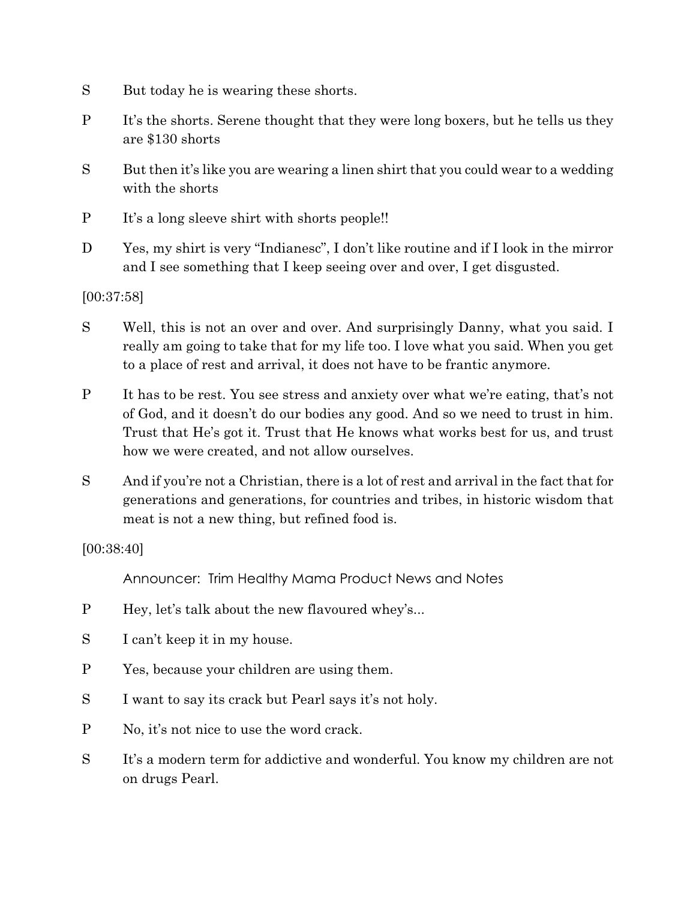S	But today he is wearing these shorts.

P	It's the shorts. Serene thought that they were long boxers, but he tells us they are $130 shorts

S	But then it's like you are wearing a linen shirt that you could wear to a wedding with the shorts

P	It's a long sleeve shirt with shorts people!!

D	Yes, my shirt is very "Indianesc", I don't like routine and if I look in the mirror and I see something that I keep seeing over and over, I get disgusted.

[00:37:58]

S	Well, this is not an over and over. And surprisingly Danny, what you said. I really am going to take that for my life too. I love what you said. When you get to a place of rest and arrival, it does not have to be frantic anymore.

P	It has to be rest. You see stress and anxiety over what we're eating, that's not of God, and it doesn't do our bodies any good. And so we need to trust in him. Trust that He's got it. Trust that He knows what works best for us, and trust how we were created, and not allow ourselves.

S	And if you're not a Christian, there is a lot of rest and arrival in the fact that for generations and generations, for countries and tribes, in historic wisdom that meat is not a new thing, but refined food is.

[00:38:40]

Announcer: Trim Healthy Mama Product News and Notes

P	Hey, let's talk about the new flavoured whey's...

S	I can't keep it in my house.

P	Yes, because your children are using them.

S	I want to say its crack but Pearl says it's not holy.

P	No, it's not nice to use the word crack.

S	It's a modern term for addictive and wonderful. You know my children are not on drugs Pearl.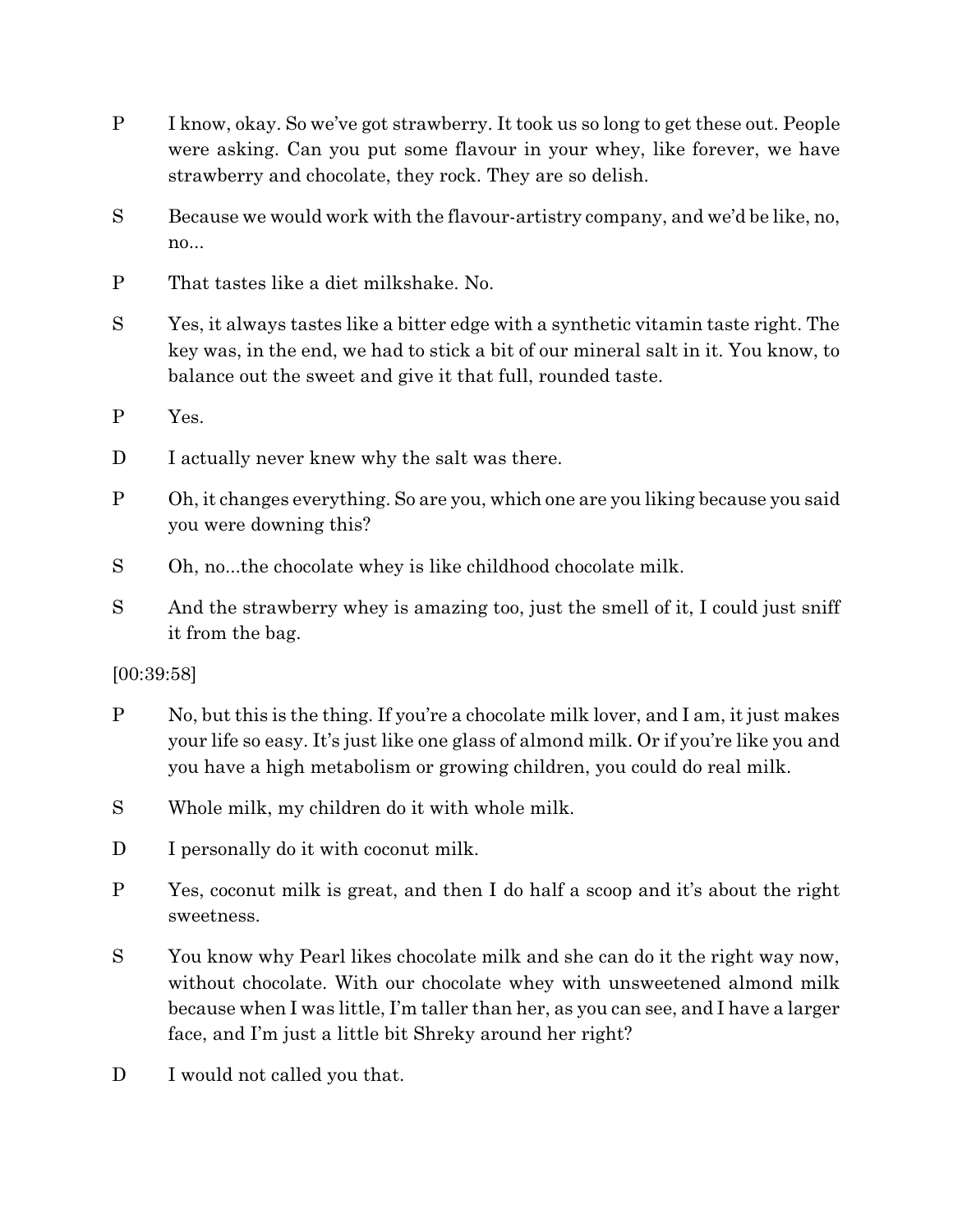P I know, okay. So we've got strawberry. It took us so long to get these out. People were asking. Can you put some flavour in your whey, like forever, we have strawberry and chocolate, they rock. They are so delish.

S Because we would work with the flavour-artistry company, and we'd be like, no, no...

P That tastes like a diet milkshake. No.

S Yes, it always tastes like a bitter edge with a synthetic vitamin taste right. The key was, in the end, we had to stick a bit of our mineral salt in it. You know, to balance out the sweet and give it that full, rounded taste.

P Yes.

D I actually never knew why the salt was there.

P Oh, it changes everything. So are you, which one are you liking because you said you were downing this?

S Oh, no...the chocolate whey is like childhood chocolate milk.

S And the strawberry whey is amazing too, just the smell of it, I could just sniff it from the bag.

[00:39:58]

P No, but this is the thing. If you're a chocolate milk lover, and I am, it just makes your life so easy. It's just like one glass of almond milk. Or if you're like you and you have a high metabolism or growing children, you could do real milk.

S Whole milk, my children do it with whole milk.

D I personally do it with coconut milk.

P Yes, coconut milk is great, and then I do half a scoop and it's about the right sweetness.

S You know why Pearl likes chocolate milk and she can do it the right way now, without chocolate. With our chocolate whey with unsweetened almond milk because when I was little, I'm taller than her, as you can see, and I have a larger face, and I'm just a little bit Shreky around her right?

D I would not called you that.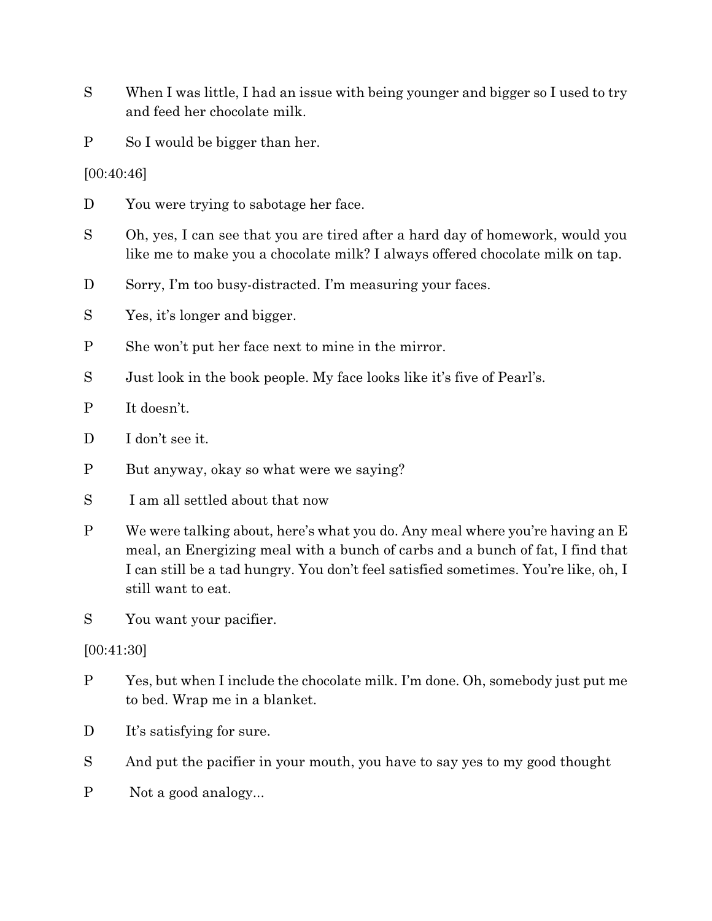S When I was little, I had an issue with being younger and bigger so I used to try and feed her chocolate milk.

P So I would be bigger than her.

[00:40:46]

D You were trying to sabotage her face.

S Oh, yes, I can see that you are tired after a hard day of homework, would you like me to make you a chocolate milk? I always offered chocolate milk on tap.

D Sorry, I'm too busy-distracted. I'm measuring your faces.

S Yes, it's longer and bigger.

P She won't put her face next to mine in the mirror.

S Just look in the book people. My face looks like it's five of Pearl's.

P It doesn't.

D I don't see it.

P But anyway, okay so what were we saying?

S I am all settled about that now

P We were talking about, here's what you do. Any meal where you're having an E meal, an Energizing meal with a bunch of carbs and a bunch of fat, I find that I can still be a tad hungry. You don't feel satisfied sometimes. You're like, oh, I still want to eat.

S You want your pacifier.

[00:41:30]

P Yes, but when I include the chocolate milk. I'm done. Oh, somebody just put me to bed. Wrap me in a blanket.

D It's satisfying for sure.

S And put the pacifier in your mouth, you have to say yes to my good thought

P Not a good analogy...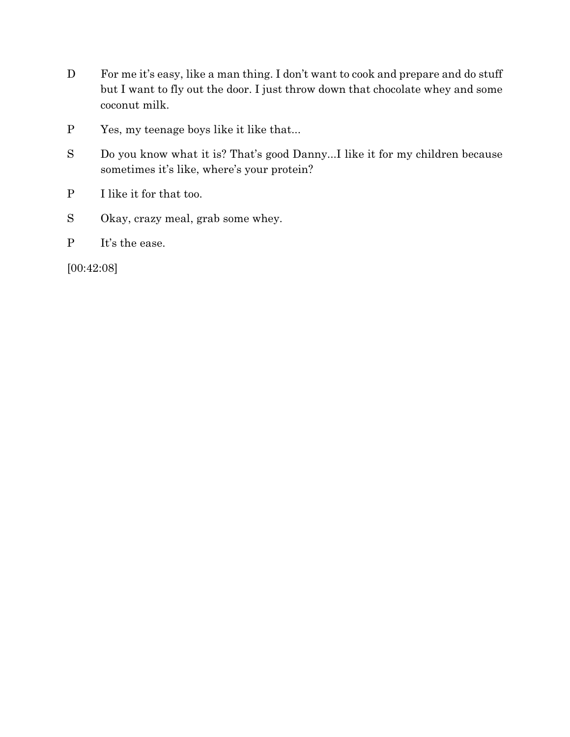D For me it's easy, like a man thing. I don't want to cook and prepare and do stuff but I want to fly out the door. I just throw down that chocolate whey and some coconut milk.

P Yes, my teenage boys like it like that...

S Do you know what it is? That's good Danny...I like it for my children because sometimes it's like, where's your protein?

P I like it for that too.

S Okay, crazy meal, grab some whey.

P It's the ease.

[00:42:08]